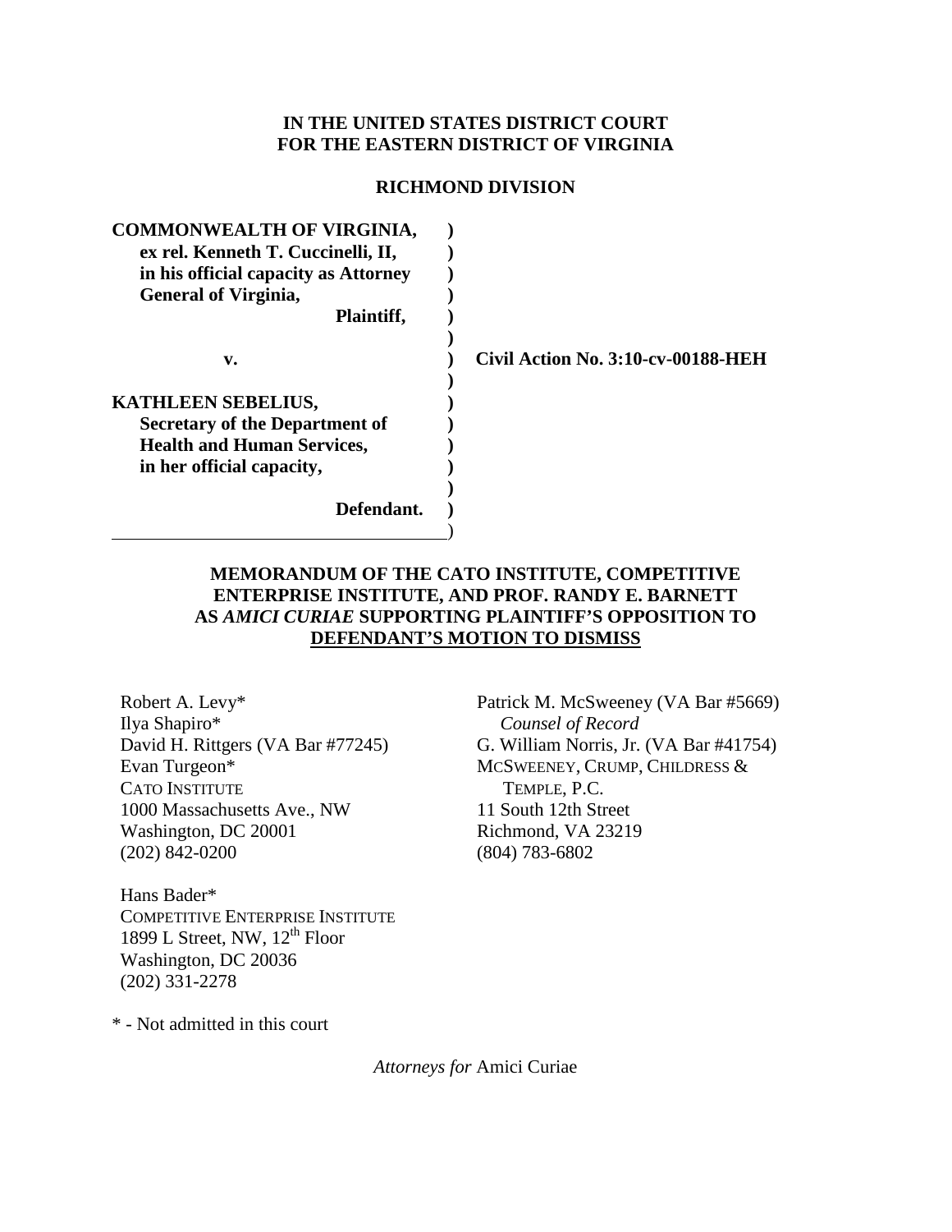**IN THE UNITED STATES DISTRICT COURT**
**FOR THE EASTERN DISTRICT OF VIRGINIA**

**RICHMOND DIVISION**

| | | |
|---|---|---|
| **COMMONWEALTH OF VIRGINIA,** | **)** | |
| **ex rel. Kenneth T. Cuccinelli, II,** | **)** | |
| **in his official capacity as Attorney** | **)** | |
| **General of Virginia,** | **)** | |
| **Plaintiff,** | **)** | |
| | **)** | |
| **v.** | **)** | **Civil Action No. 3:10-cv-00188-HEH** |
| | **)** | |
| **KATHLEEN SEBELIUS,** | **)** | |
| **Secretary of the Department of** | **)** | |
| **Health and Human Services,** | **)** | |
| **in her official capacity,** | **)** | |
| | **)** | |
| **Defendant.** | **)** | |
| | ) | |

**MEMORANDUM OF THE CATO INSTITUTE, COMPETITIVE ENTERPRISE INSTITUTE, AND PROF. RANDY E. BARNETT AS *AMICI CURIAE* SUPPORTING PLAINTIFF'S OPPOSITION TO DEFENDANT'S MOTION TO DISMISS**

Robert A. Levy*
Ilya Shapiro*
David H. Rittgers (VA Bar #77245)
Evan Turgeon*
CATO INSTITUTE
1000 Massachusetts Ave., NW
Washington, DC 20001
(202) 842-0200

Patrick M. McSweeney (VA Bar #5669)
*Counsel of Record*
G. William Norris, Jr. (VA Bar #41754)
MCSWEENEY, CRUMP, CHILDRESS & TEMPLE, P.C.
11 South 12th Street
Richmond, VA 23219
(804) 783-6802

Hans Bader*
COMPETITIVE ENTERPRISE INSTITUTE
1899 L Street, NW, 12th Floor
Washington, DC 20036
(202) 331-2278

\* - Not admitted in this court

*Attorneys for* Amici Curiae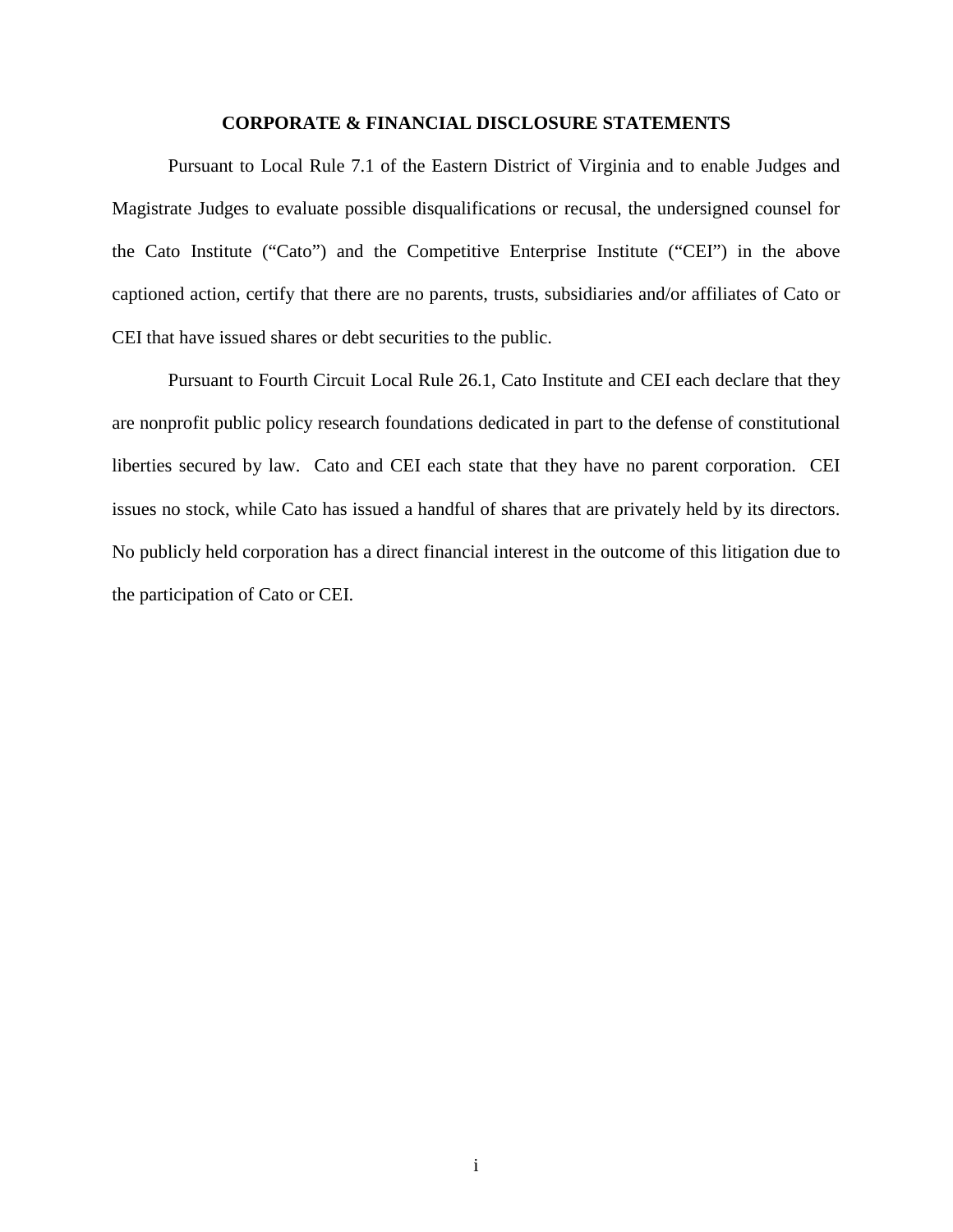**CORPORATE & FINANCIAL DISCLOSURE STATEMENTS**

Pursuant to Local Rule 7.1 of the Eastern District of Virginia and to enable Judges and Magistrate Judges to evaluate possible disqualifications or recusal, the undersigned counsel for the Cato Institute ("Cato") and the Competitive Enterprise Institute ("CEI") in the above captioned action, certify that there are no parents, trusts, subsidiaries and/or affiliates of Cato or CEI that have issued shares or debt securities to the public.

Pursuant to Fourth Circuit Local Rule 26.1, Cato Institute and CEI each declare that they are nonprofit public policy research foundations dedicated in part to the defense of constitutional liberties secured by law. Cato and CEI each state that they have no parent corporation. CEI issues no stock, while Cato has issued a handful of shares that are privately held by its directors. No publicly held corporation has a direct financial interest in the outcome of this litigation due to the participation of Cato or CEI.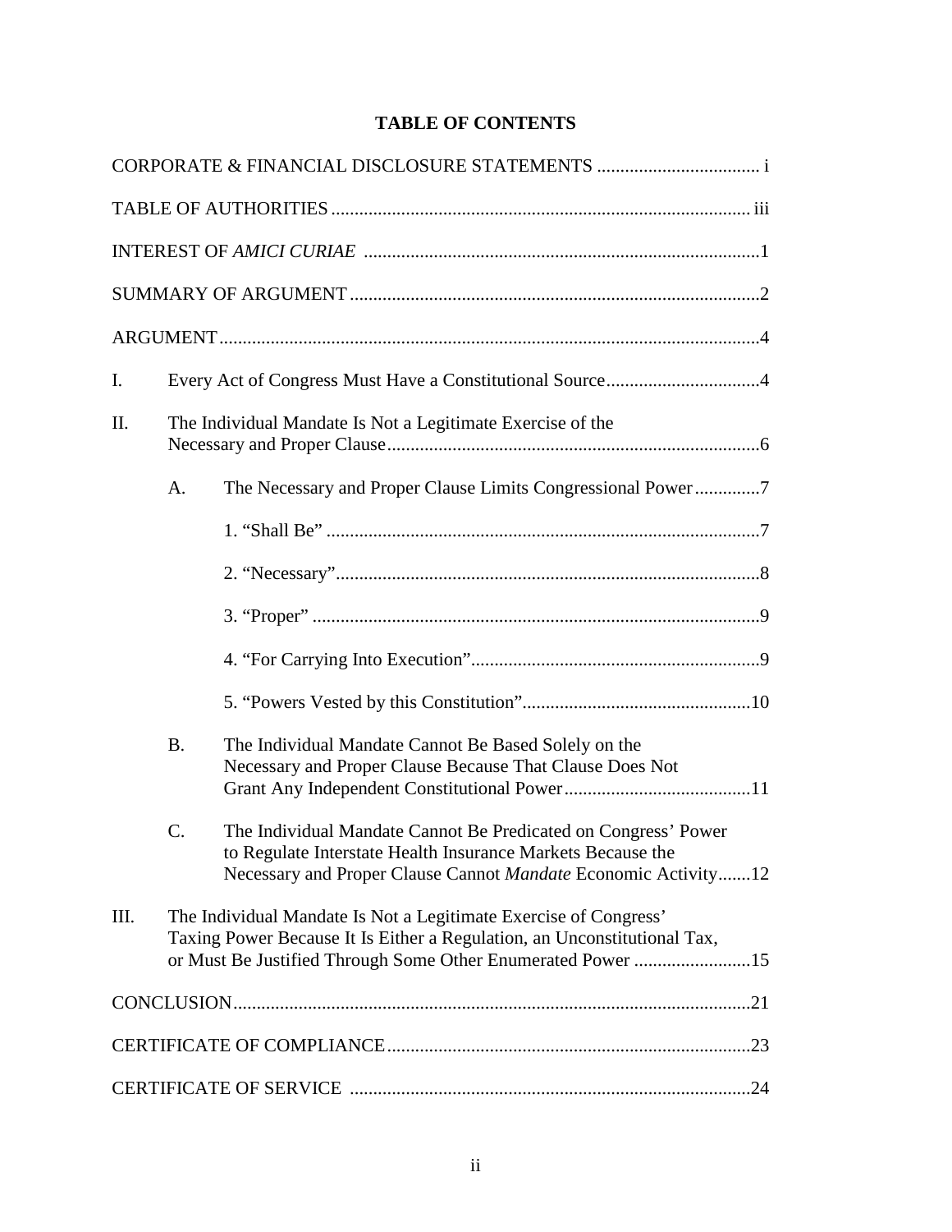# TABLE OF CONTENTS

CORPORATE & FINANCIAL DISCLOSURE STATEMENTS .................................. i

TABLE OF AUTHORITIES ......................................................................................... iii

INTEREST OF *AMICI CURIAE* ....................................................................................1

SUMMARY OF ARGUMENT .......................................................................................2

ARGUMENT ...................................................................................................................4

I. Every Act of Congress Must Have a Constitutional Source .................................4

II. The Individual Mandate Is Not a Legitimate Exercise of the Necessary and Proper Clause ................................................................................6

   A. The Necessary and Proper Clause Limits Congressional Power ..............7

      1. "Shall Be" .............................................................................................7

      2. "Necessary" ...........................................................................................8

      3. "Proper" ................................................................................................9

      4. "For Carrying Into Execution" ..............................................................9

      5. "Powers Vested by this Constitution" .................................................10

   B. The Individual Mandate Cannot Be Based Solely on the Necessary and Proper Clause Because That Clause Does Not Grant Any Independent Constitutional Power ........................................11

   C. The Individual Mandate Cannot Be Predicated on Congress' Power to Regulate Interstate Health Insurance Markets Because the Necessary and Proper Clause Cannot *Mandate* Economic Activity .......12

III. The Individual Mandate Is Not a Legitimate Exercise of Congress' Taxing Power Because It Is Either a Regulation, an Unconstitutional Tax, or Must Be Justified Through Some Other Enumerated Power .........................15

CONCLUSION ..............................................................................................................21

CERTIFICATE OF COMPLIANCE .............................................................................23

CERTIFICATE OF SERVICE ......................................................................................24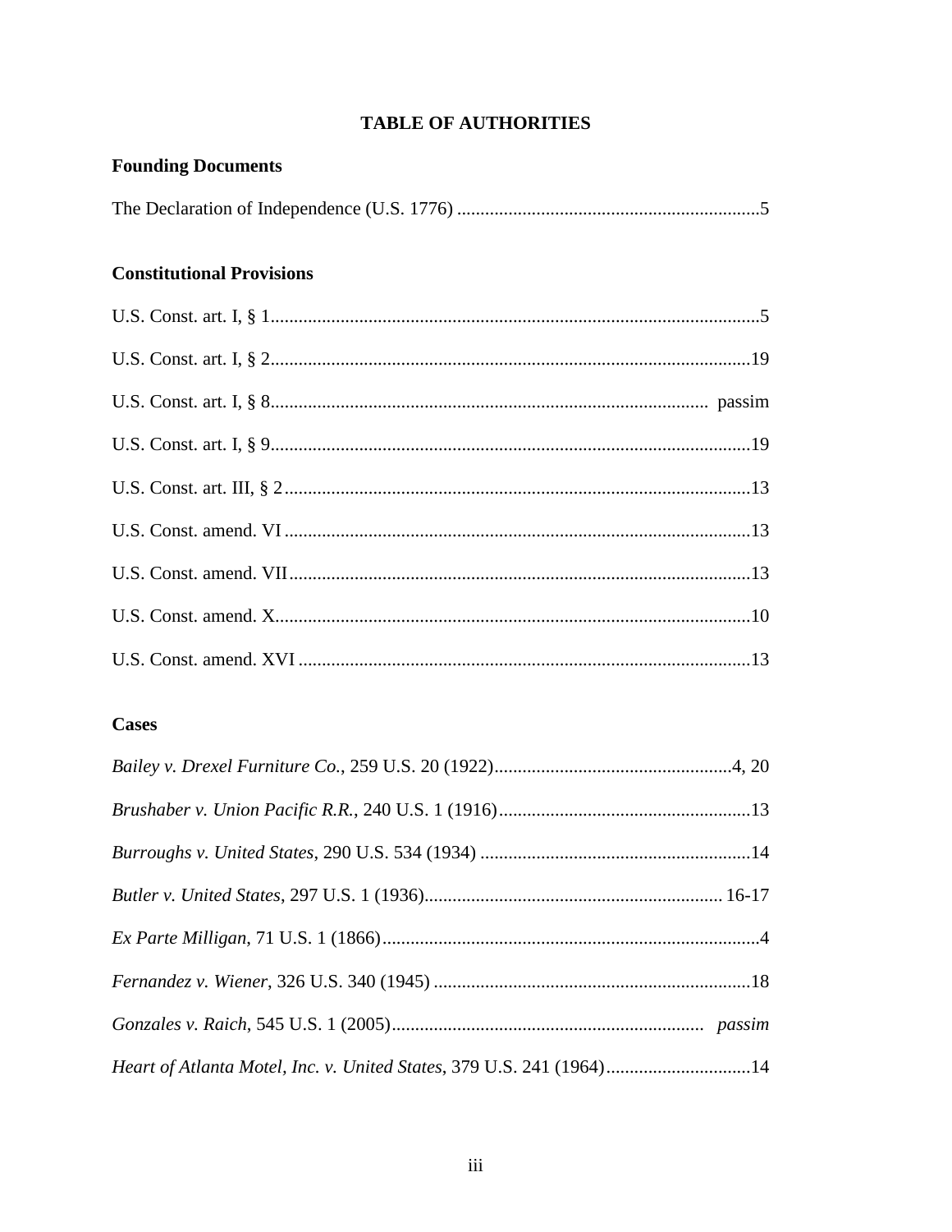# TABLE OF AUTHORITIES

## Founding Documents

The Declaration of Independence (U.S. 1776) ................................................................5

## Constitutional Provisions

U.S. Const. art. I, § 1........................................................................................................5

U.S. Const. art. I, § 2......................................................................................................19

U.S. Const. art. I, § 8............................................................................................ passim

U.S. Const. art. I, § 9......................................................................................................19

U.S. Const. art. III, § 2...................................................................................................13

U.S. Const. amend. VI...................................................................................................13

U.S. Const. amend. VII..................................................................................................13

U.S. Const. amend. X.....................................................................................................10

U.S. Const. amend. XVI................................................................................................13

## Cases

*Bailey v. Drexel Furniture Co.*, 259 U.S. 20 (1922)..................................................4, 20

*Brushaber v. Union Pacific R.R.*, 240 U.S. 1 (1916).....................................................13

*Burroughs v. United States*, 290 U.S. 534 (1934) .........................................................14

*Butler v. United States*, 297 U.S. 1 (1936).............................................................. 16-17

*Ex Parte Milligan*, 71 U.S. 1 (1866).................................................................................4

*Fernandez v. Wiener*, 326 U.S. 340 (1945) ...................................................................18

*Gonzales v. Raich*, 545 U.S. 1 (2005)................................................................. *passim*

*Heart of Atlanta Motel, Inc. v. United States*, 379 U.S. 241 (1964)..............................14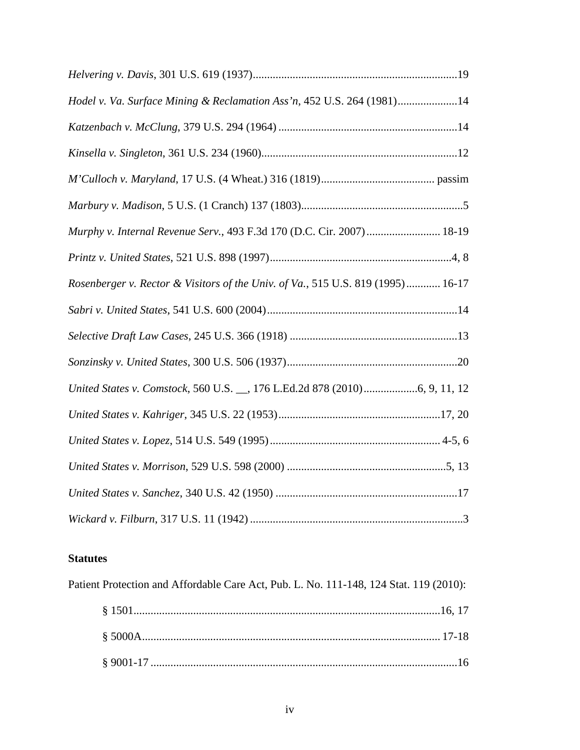*Helvering v. Davis*, 301 U.S. 619 (1937)........................................................................19

*Hodel v. Va. Surface Mining & Reclamation Ass'n*, 452 U.S. 264 (1981).....................14

*Katzenbach v. McClung*, 379 U.S. 294 (1964) ...............................................................14

*Kinsella v. Singleton*, 361 U.S. 234 (1960).....................................................................12

*M'Culloch v. Maryland*, 17 U.S. (4 Wheat.) 316 (1819)........................................ passim

*Marbury v. Madison*, 5 U.S. (1 Cranch) 137 (1803).........................................................5

*Murphy v. Internal Revenue Serv.*, 493 F.3d 170 (D.C. Cir. 2007).......................... 18-19

*Printz v. United States*, 521 U.S. 898 (1997)................................................................4, 8

*Rosenberger v. Rector & Visitors of the Univ. of Va.*, 515 U.S. 819 (1995)............ 16-17

*Sabri v. United States*, 541 U.S. 600 (2004)...................................................................14

*Selective Draft Law Cases*, 245 U.S. 366 (1918) ...........................................................13

*Sonzinsky v. United States*, 300 U.S. 506 (1937)............................................................20

*United States v. Comstock*, 560 U.S. __, 176 L.Ed.2d 878 (2010)...................6, 9, 11, 12

*United States v. Kahriger*, 345 U.S. 22 (1953).........................................................17, 20

*United States v. Lopez*, 514 U.S. 549 (1995)............................................................ 4-5, 6

*United States v. Morrison*, 529 U.S. 598 (2000) ........................................................5, 13

*United States v. Sanchez*, 340 U.S. 42 (1950) ................................................................17

*Wickard v. Filburn*, 317 U.S. 11 (1942) ...........................................................................3

**Statutes**

Patient Protection and Affordable Care Act, Pub. L. No. 111-148, 124 Stat. 119 (2010):

§ 1501...........................................................................................................16, 17

§ 5000A........................................................................................................ 17-18

§ 9001-17 ...........................................................................................................16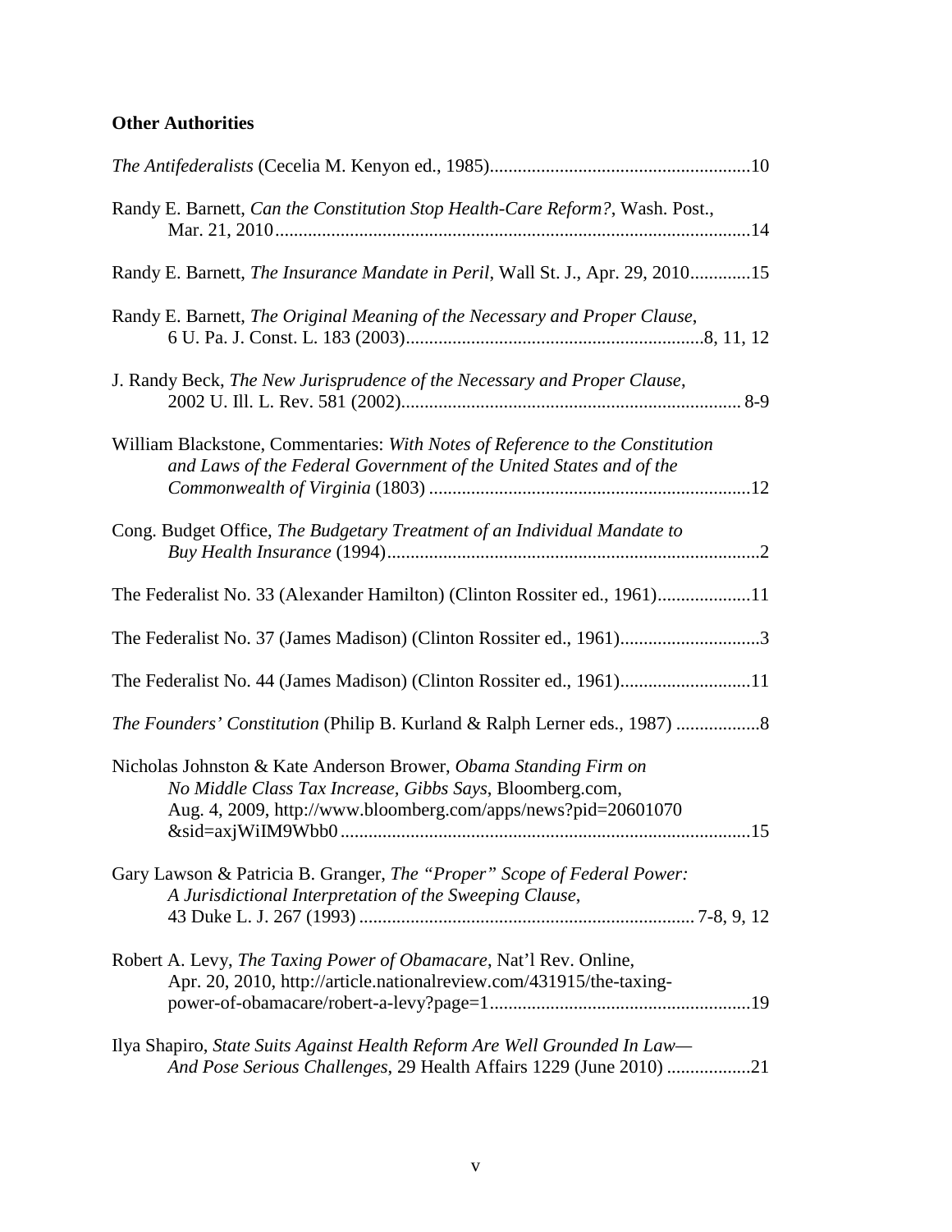**Other Authorities**

*The Antifederalists* (Cecelia M. Kenyon ed., 1985)........................................................10

Randy E. Barnett, *Can the Constitution Stop Health-Care Reform?*, Wash. Post., Mar. 21, 2010......................................................................................................14

Randy E. Barnett, *The Insurance Mandate in Peril*, Wall St. J., Apr. 29, 2010.............15

Randy E. Barnett, *The Original Meaning of the Necessary and Proper Clause*, 6 U. Pa. J. Const. L. 183 (2003)................................................................8, 11, 12

J. Randy Beck, *The New Jurisprudence of the Necessary and Proper Clause*, 2002 U. Ill. L. Rev. 581 (2002)......................................................................... 8-9

William Blackstone, Commentaries: *With Notes of Reference to the Constitution and Laws of the Federal Government of the United States and of the Commonwealth of Virginia* (1803) .....................................................................12

Cong. Budget Office, *The Budgetary Treatment of an Individual Mandate to Buy Health Insurance* (1994)................................................................................2

The Federalist No. 33 (Alexander Hamilton) (Clinton Rossiter ed., 1961)....................11

The Federalist No. 37 (James Madison) (Clinton Rossiter ed., 1961)..............................3

The Federalist No. 44 (James Madison) (Clinton Rossiter ed., 1961)............................11

*The Founders' Constitution* (Philip B. Kurland & Ralph Lerner eds., 1987) ..................8

Nicholas Johnston & Kate Anderson Brower, *Obama Standing Firm on No Middle Class Tax Increase, Gibbs Says*, Bloomberg.com, Aug. 4, 2009, http://www.bloomberg.com/apps/news?pid=20601070&sid=axjWiIM9Wbb0.........................................................................................15

Gary Lawson & Patricia B. Granger, *The "Proper" Scope of Federal Power: A Jurisdictional Interpretation of the Sweeping Clause*, 43 Duke L. J. 267 (1993) ........................................................................ 7-8, 9, 12

Robert A. Levy, *The Taxing Power of Obamacare*, Nat'l Rev. Online, Apr. 20, 2010, http://article.nationalreview.com/431915/the-taxing-power-of-obamacare/robert-a-levy?page=1........................................................19

Ilya Shapiro, *State Suits Against Health Reform Are Well Grounded In Law—And Pose Serious Challenges*, 29 Health Affairs 1229 (June 2010) ..................21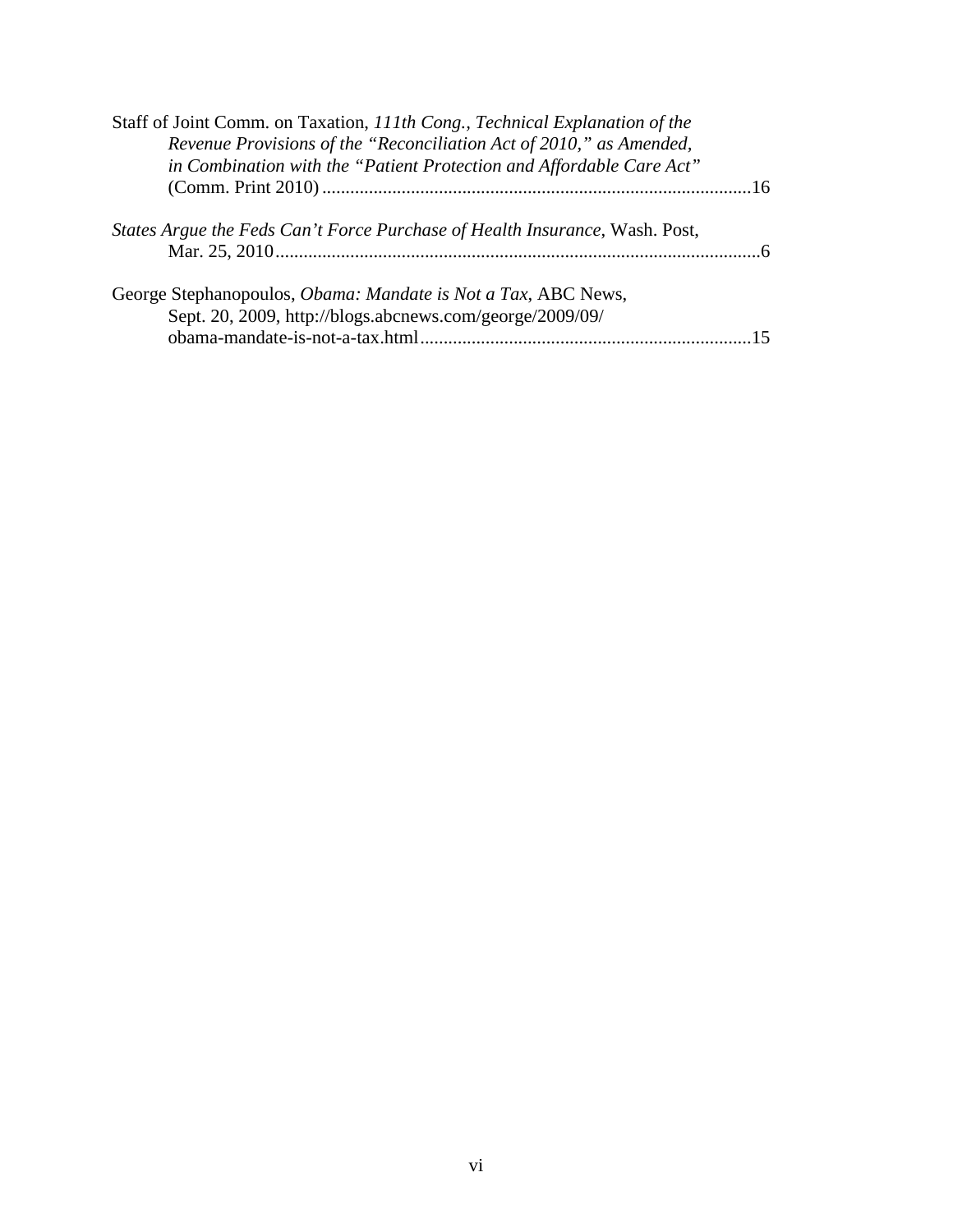Staff of Joint Comm. on Taxation, *111th Cong.*, *Technical Explanation of the Revenue Provisions of the "Reconciliation Act of 2010," as Amended, in Combination with the "Patient Protection and Affordable Care Act"* (Comm. Print 2010) ............................................................................................16

*States Argue the Feds Can't Force Purchase of Health Insurance*, Wash. Post, Mar. 25, 2010........................................................................................................6

George Stephanopoulos, *Obama: Mandate is Not a Tax*, ABC News, Sept. 20, 2009, http://blogs.abcnews.com/george/2009/09/obama-mandate-is-not-a-tax.html.......................................................................15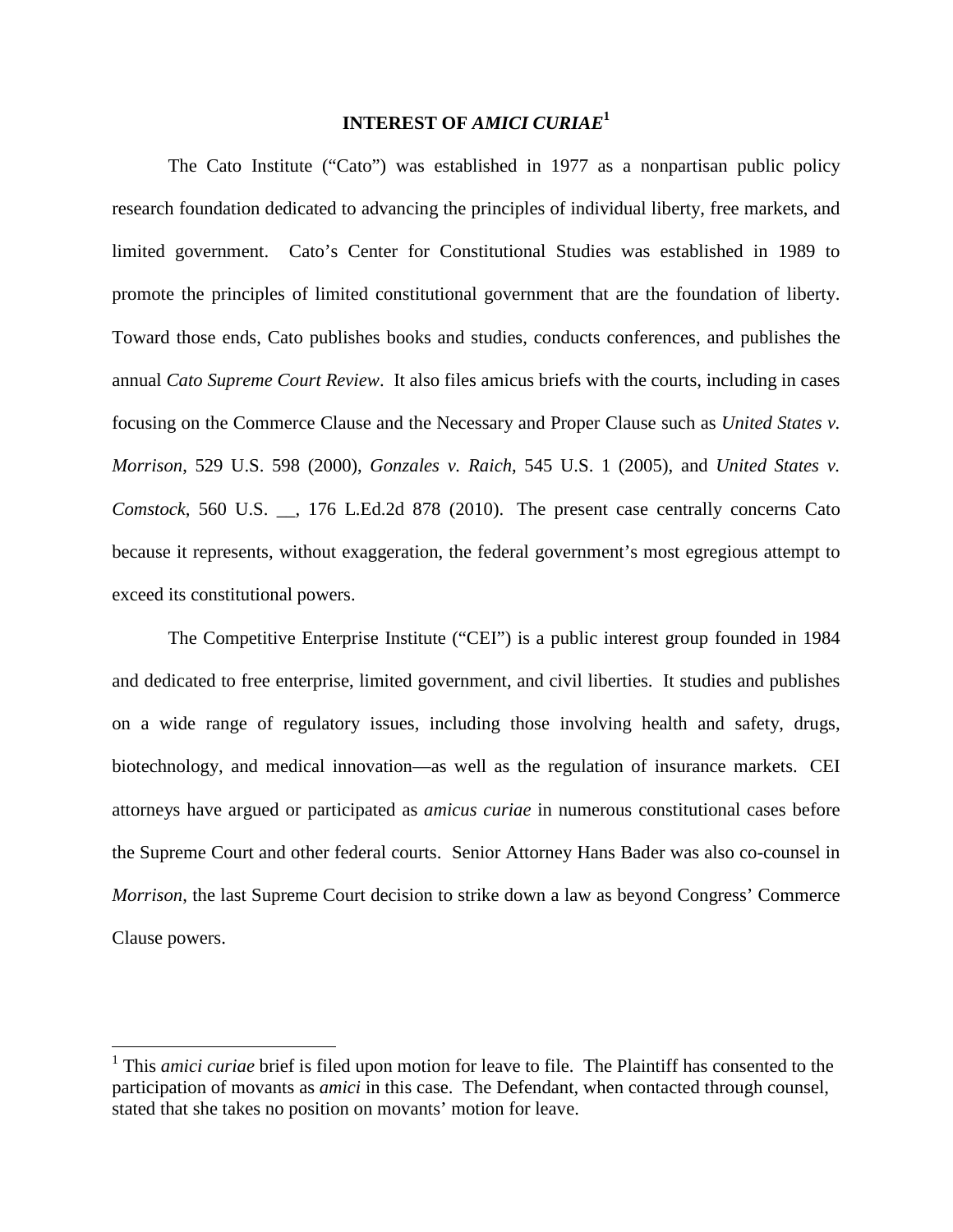# INTEREST OF *AMICI CURIAE*[1]

The Cato Institute ("Cato") was established in 1977 as a nonpartisan public policy research foundation dedicated to advancing the principles of individual liberty, free markets, and limited government. Cato's Center for Constitutional Studies was established in 1989 to promote the principles of limited constitutional government that are the foundation of liberty. Toward those ends, Cato publishes books and studies, conducts conferences, and publishes the annual *Cato Supreme Court Review*. It also files amicus briefs with the courts, including in cases focusing on the Commerce Clause and the Necessary and Proper Clause such as *United States v. Morrison*, 529 U.S. 598 (2000), *Gonzales v. Raich*, 545 U.S. 1 (2005), and *United States v. Comstock*, 560 U.S. __, 176 L.Ed.2d 878 (2010). The present case centrally concerns Cato because it represents, without exaggeration, the federal government's most egregious attempt to exceed its constitutional powers.

The Competitive Enterprise Institute ("CEI") is a public interest group founded in 1984 and dedicated to free enterprise, limited government, and civil liberties. It studies and publishes on a wide range of regulatory issues, including those involving health and safety, drugs, biotechnology, and medical innovation—as well as the regulation of insurance markets. CEI attorneys have argued or participated as *amicus curiae* in numerous constitutional cases before the Supreme Court and other federal courts. Senior Attorney Hans Bader was also co-counsel in *Morrison*, the last Supreme Court decision to strike down a law as beyond Congress' Commerce Clause powers.

[1] This *amici curiae* brief is filed upon motion for leave to file. The Plaintiff has consented to the participation of movants as *amici* in this case. The Defendant, when contacted through counsel, stated that she takes no position on movants' motion for leave.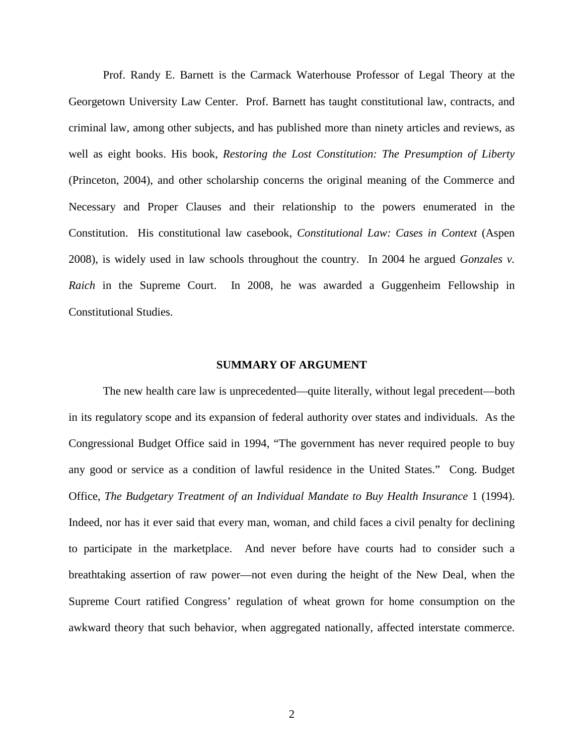Prof. Randy E. Barnett is the Carmack Waterhouse Professor of Legal Theory at the Georgetown University Law Center. Prof. Barnett has taught constitutional law, contracts, and criminal law, among other subjects, and has published more than ninety articles and reviews, as well as eight books. His book, *Restoring the Lost Constitution: The Presumption of Liberty* (Princeton, 2004), and other scholarship concerns the original meaning of the Commerce and Necessary and Proper Clauses and their relationship to the powers enumerated in the Constitution. His constitutional law casebook, *Constitutional Law: Cases in Context* (Aspen 2008), is widely used in law schools throughout the country. In 2004 he argued *Gonzales v. Raich* in the Supreme Court. In 2008, he was awarded a Guggenheim Fellowship in Constitutional Studies.

## SUMMARY OF ARGUMENT

The new health care law is unprecedented—quite literally, without legal precedent—both in its regulatory scope and its expansion of federal authority over states and individuals. As the Congressional Budget Office said in 1994, "The government has never required people to buy any good or service as a condition of lawful residence in the United States." Cong. Budget Office, *The Budgetary Treatment of an Individual Mandate to Buy Health Insurance* 1 (1994). Indeed, nor has it ever said that every man, woman, and child faces a civil penalty for declining to participate in the marketplace. And never before have courts had to consider such a breathtaking assertion of raw power—not even during the height of the New Deal, when the Supreme Court ratified Congress' regulation of wheat grown for home consumption on the awkward theory that such behavior, when aggregated nationally, affected interstate commerce.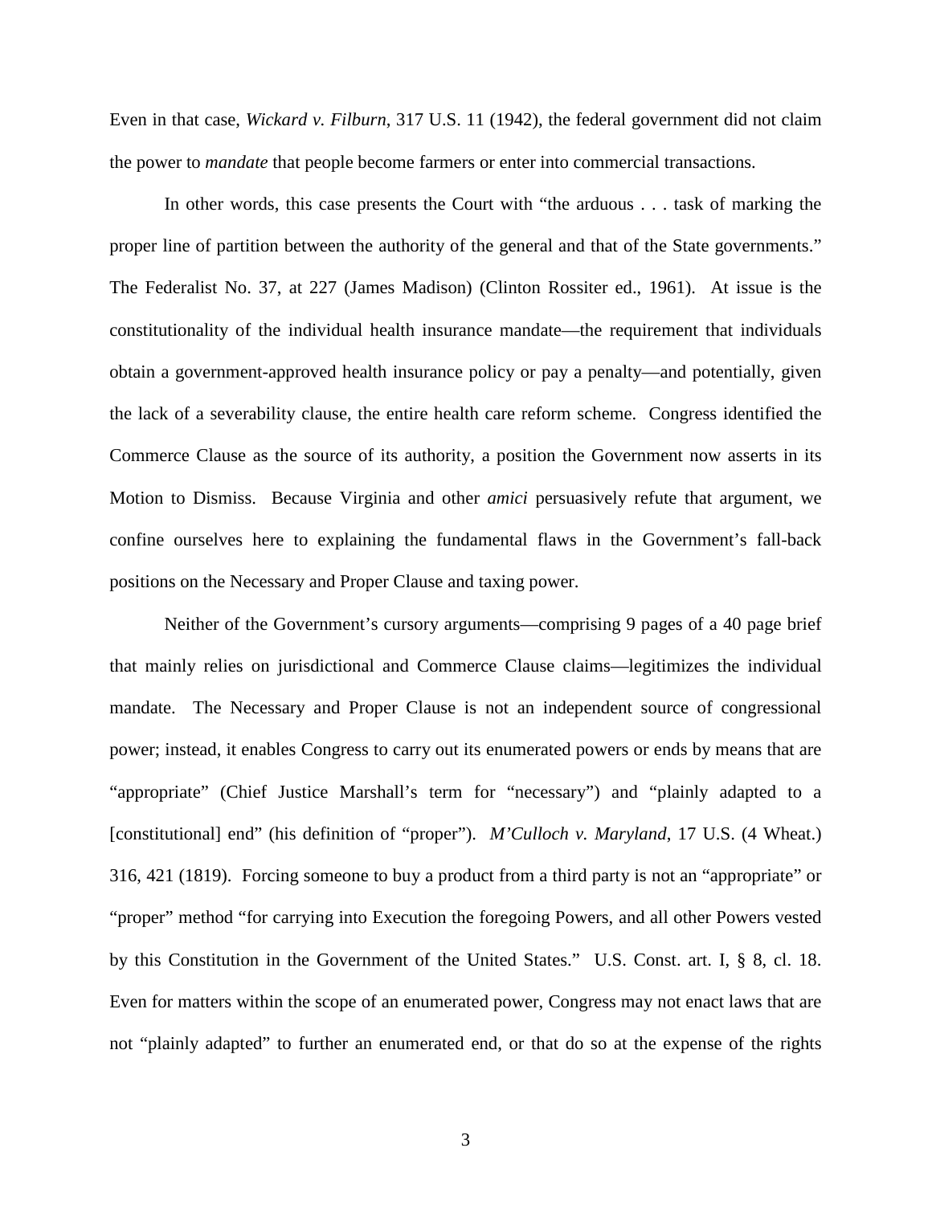Even in that case, *Wickard v. Filburn*, 317 U.S. 11 (1942), the federal government did not claim the power to *mandate* that people become farmers or enter into commercial transactions.

In other words, this case presents the Court with "the arduous . . . task of marking the proper line of partition between the authority of the general and that of the State governments." The Federalist No. 37, at 227 (James Madison) (Clinton Rossiter ed., 1961). At issue is the constitutionality of the individual health insurance mandate—the requirement that individuals obtain a government-approved health insurance policy or pay a penalty—and potentially, given the lack of a severability clause, the entire health care reform scheme. Congress identified the Commerce Clause as the source of its authority, a position the Government now asserts in its Motion to Dismiss. Because Virginia and other *amici* persuasively refute that argument, we confine ourselves here to explaining the fundamental flaws in the Government's fall-back positions on the Necessary and Proper Clause and taxing power.

Neither of the Government's cursory arguments—comprising 9 pages of a 40 page brief that mainly relies on jurisdictional and Commerce Clause claims—legitimizes the individual mandate. The Necessary and Proper Clause is not an independent source of congressional power; instead, it enables Congress to carry out its enumerated powers or ends by means that are "appropriate" (Chief Justice Marshall's term for "necessary") and "plainly adapted to a [constitutional] end" (his definition of "proper"). *M'Culloch v. Maryland*, 17 U.S. (4 Wheat.) 316, 421 (1819). Forcing someone to buy a product from a third party is not an "appropriate" or "proper" method "for carrying into Execution the foregoing Powers, and all other Powers vested by this Constitution in the Government of the United States." U.S. Const. art. I, § 8, cl. 18. Even for matters within the scope of an enumerated power, Congress may not enact laws that are not "plainly adapted" to further an enumerated end, or that do so at the expense of the rights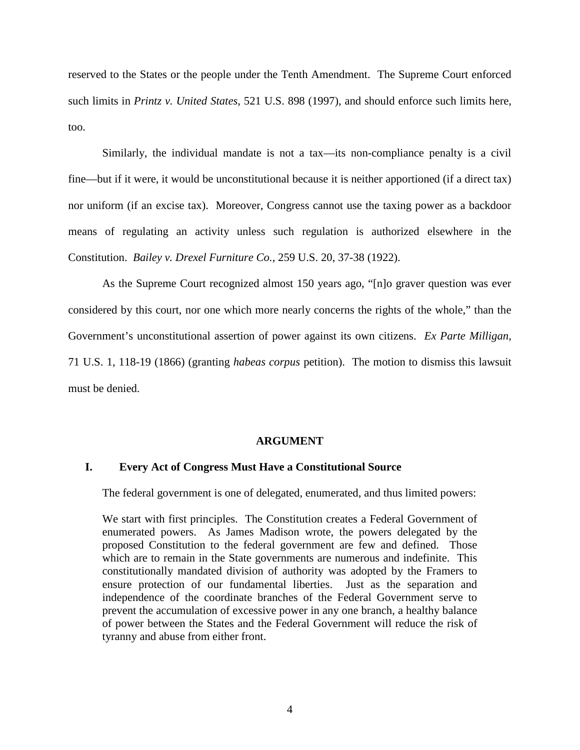reserved to the States or the people under the Tenth Amendment. The Supreme Court enforced such limits in *Printz v. United States*, 521 U.S. 898 (1997), and should enforce such limits here, too.

Similarly, the individual mandate is not a tax—its non-compliance penalty is a civil fine—but if it were, it would be unconstitutional because it is neither apportioned (if a direct tax) nor uniform (if an excise tax). Moreover, Congress cannot use the taxing power as a backdoor means of regulating an activity unless such regulation is authorized elsewhere in the Constitution. *Bailey v. Drexel Furniture Co.*, 259 U.S. 20, 37-38 (1922).

As the Supreme Court recognized almost 150 years ago, "[n]o graver question was ever considered by this court, nor one which more nearly concerns the rights of the whole," than the Government's unconstitutional assertion of power against its own citizens. *Ex Parte Milligan*, 71 U.S. 1, 118-19 (1866) (granting *habeas corpus* petition). The motion to dismiss this lawsuit must be denied.

## ARGUMENT

### I. Every Act of Congress Must Have a Constitutional Source

The federal government is one of delegated, enumerated, and thus limited powers:

> We start with first principles. The Constitution creates a Federal Government of enumerated powers. As James Madison wrote, the powers delegated by the proposed Constitution to the federal government are few and defined. Those which are to remain in the State governments are numerous and indefinite. This constitutionally mandated division of authority was adopted by the Framers to ensure protection of our fundamental liberties. Just as the separation and independence of the coordinate branches of the Federal Government serve to prevent the accumulation of excessive power in any one branch, a healthy balance of power between the States and the Federal Government will reduce the risk of tyranny and abuse from either front.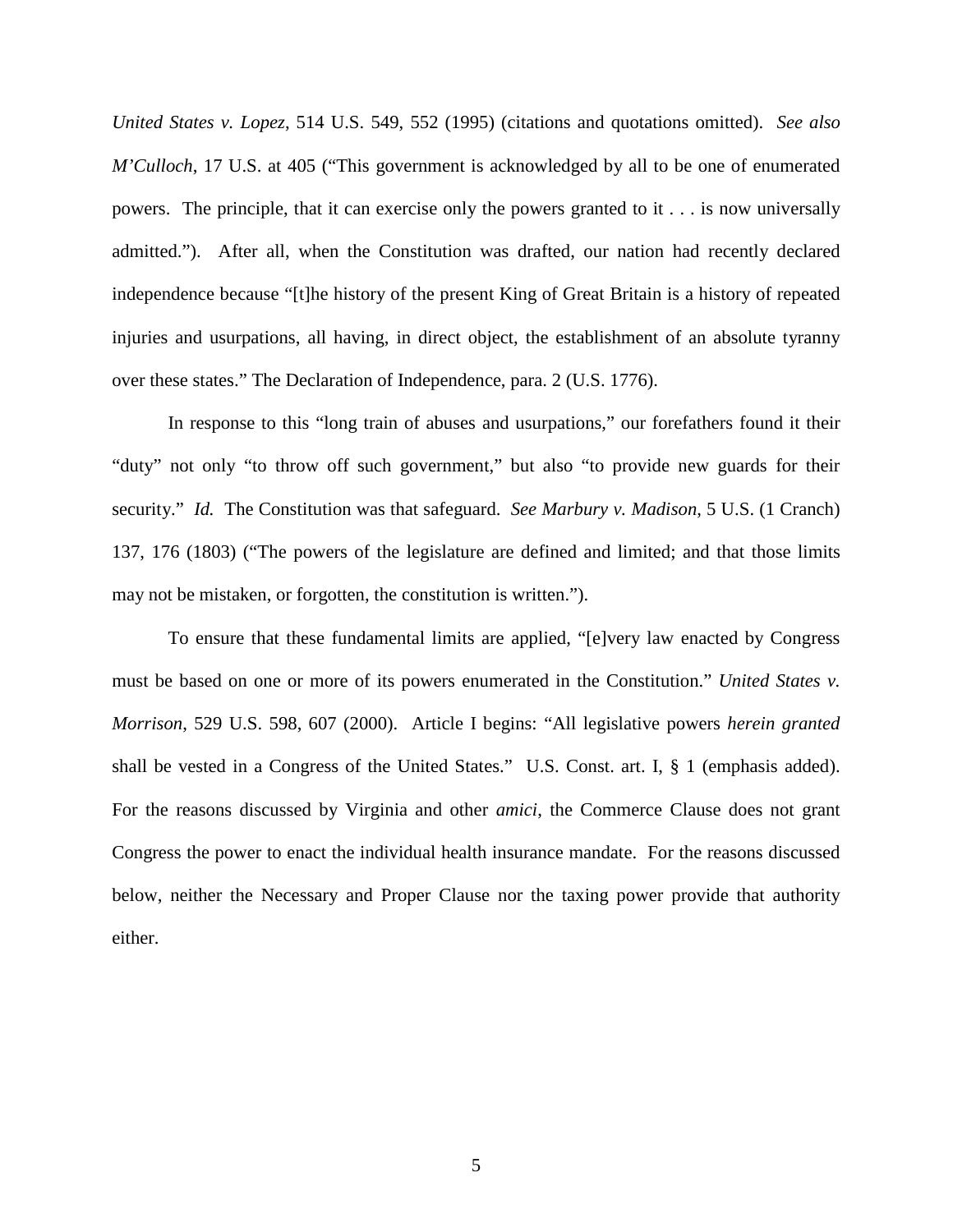*United States v. Lopez*, 514 U.S. 549, 552 (1995) (citations and quotations omitted). *See also M'Culloch*, 17 U.S. at 405 ("This government is acknowledged by all to be one of enumerated powers. The principle, that it can exercise only the powers granted to it . . . is now universally admitted."). After all, when the Constitution was drafted, our nation had recently declared independence because "[t]he history of the present King of Great Britain is a history of repeated injuries and usurpations, all having, in direct object, the establishment of an absolute tyranny over these states." The Declaration of Independence, para. 2 (U.S. 1776).

In response to this "long train of abuses and usurpations," our forefathers found it their "duty" not only "to throw off such government," but also "to provide new guards for their security." *Id.* The Constitution was that safeguard. *See Marbury v. Madison*, 5 U.S. (1 Cranch) 137, 176 (1803) ("The powers of the legislature are defined and limited; and that those limits may not be mistaken, or forgotten, the constitution is written.").

To ensure that these fundamental limits are applied, "[e]very law enacted by Congress must be based on one or more of its powers enumerated in the Constitution." *United States v. Morrison*, 529 U.S. 598, 607 (2000). Article I begins: "All legislative powers *herein granted* shall be vested in a Congress of the United States." U.S. Const. art. I, § 1 (emphasis added). For the reasons discussed by Virginia and other *amici*, the Commerce Clause does not grant Congress the power to enact the individual health insurance mandate. For the reasons discussed below, neither the Necessary and Proper Clause nor the taxing power provide that authority either.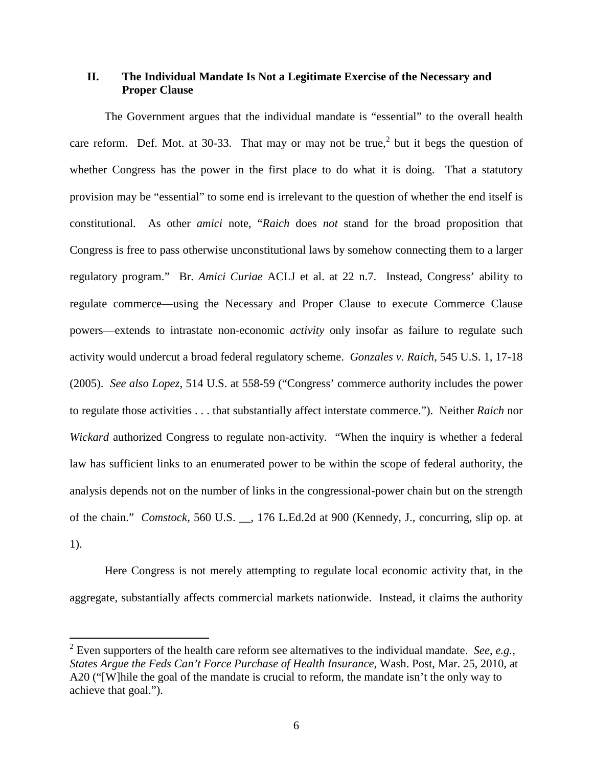## II. The Individual Mandate Is Not a Legitimate Exercise of the Necessary and Proper Clause

The Government argues that the individual mandate is "essential" to the overall health care reform. Def. Mot. at 30-33. That may or may not be true,[2] but it begs the question of whether Congress has the power in the first place to do what it is doing. That a statutory provision may be "essential" to some end is irrelevant to the question of whether the end itself is constitutional. As other *amici* note, "*Raich* does *not* stand for the broad proposition that Congress is free to pass otherwise unconstitutional laws by somehow connecting them to a larger regulatory program." Br. *Amici Curiae* ACLJ et al. at 22 n.7. Instead, Congress' ability to regulate commerce—using the Necessary and Proper Clause to execute Commerce Clause powers—extends to intrastate non-economic *activity* only insofar as failure to regulate such activity would undercut a broad federal regulatory scheme. *Gonzales v. Raich*, 545 U.S. 1, 17-18 (2005). *See also Lopez*, 514 U.S. at 558-59 ("Congress' commerce authority includes the power to regulate those activities . . . that substantially affect interstate commerce."). Neither *Raich* nor *Wickard* authorized Congress to regulate non-activity. "When the inquiry is whether a federal law has sufficient links to an enumerated power to be within the scope of federal authority, the analysis depends not on the number of links in the congressional-power chain but on the strength of the chain." *Comstock*, 560 U.S. __, 176 L.Ed.2d at 900 (Kennedy, J., concurring, slip op. at 1).

Here Congress is not merely attempting to regulate local economic activity that, in the aggregate, substantially affects commercial markets nationwide. Instead, it claims the authority

[2] Even supporters of the health care reform see alternatives to the individual mandate. *See*, *e.g.*, *States Argue the Feds Can't Force Purchase of Health Insurance*, Wash. Post, Mar. 25, 2010, at A20 ("[W]hile the goal of the mandate is crucial to reform, the mandate isn't the only way to achieve that goal.").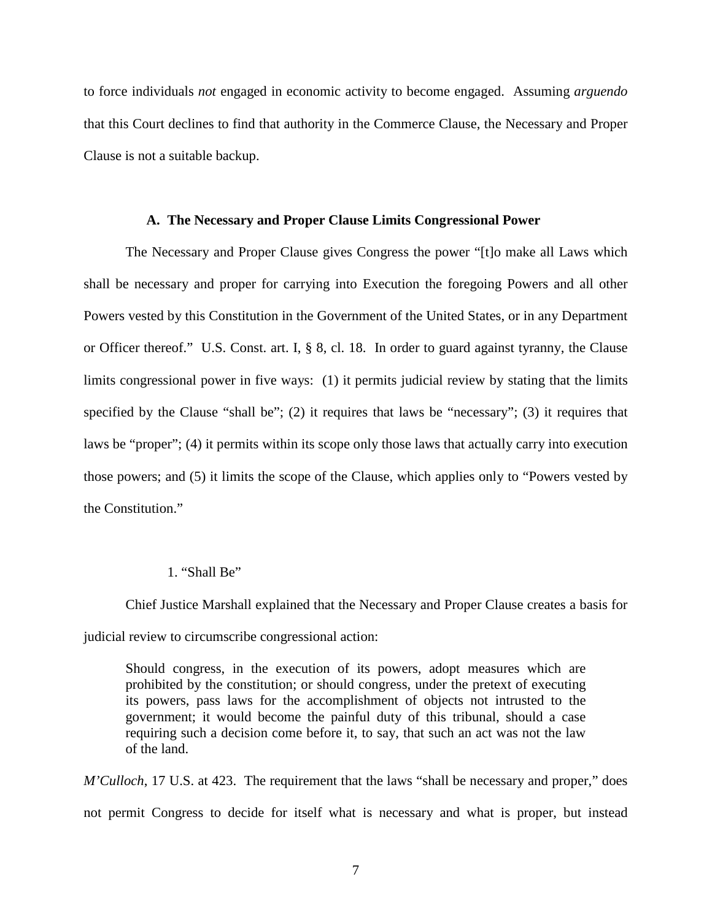to force individuals *not* engaged in economic activity to become engaged. Assuming *arguendo* that this Court declines to find that authority in the Commerce Clause, the Necessary and Proper Clause is not a suitable backup.

### A. The Necessary and Proper Clause Limits Congressional Power

The Necessary and Proper Clause gives Congress the power "[t]o make all Laws which shall be necessary and proper for carrying into Execution the foregoing Powers and all other Powers vested by this Constitution in the Government of the United States, or in any Department or Officer thereof." U.S. Const. art. I, § 8, cl. 18. In order to guard against tyranny, the Clause limits congressional power in five ways: (1) it permits judicial review by stating that the limits specified by the Clause "shall be"; (2) it requires that laws be "necessary"; (3) it requires that laws be "proper"; (4) it permits within its scope only those laws that actually carry into execution those powers; and (5) it limits the scope of the Clause, which applies only to "Powers vested by the Constitution."

#### 1. "Shall Be"

Chief Justice Marshall explained that the Necessary and Proper Clause creates a basis for judicial review to circumscribe congressional action:

> Should congress, in the execution of its powers, adopt measures which are prohibited by the constitution; or should congress, under the pretext of executing its powers, pass laws for the accomplishment of objects not intrusted to the government; it would become the painful duty of this tribunal, should a case requiring such a decision come before it, to say, that such an act was not the law of the land.

*M'Culloch*, 17 U.S. at 423. The requirement that the laws "shall be necessary and proper," does not permit Congress to decide for itself what is necessary and what is proper, but instead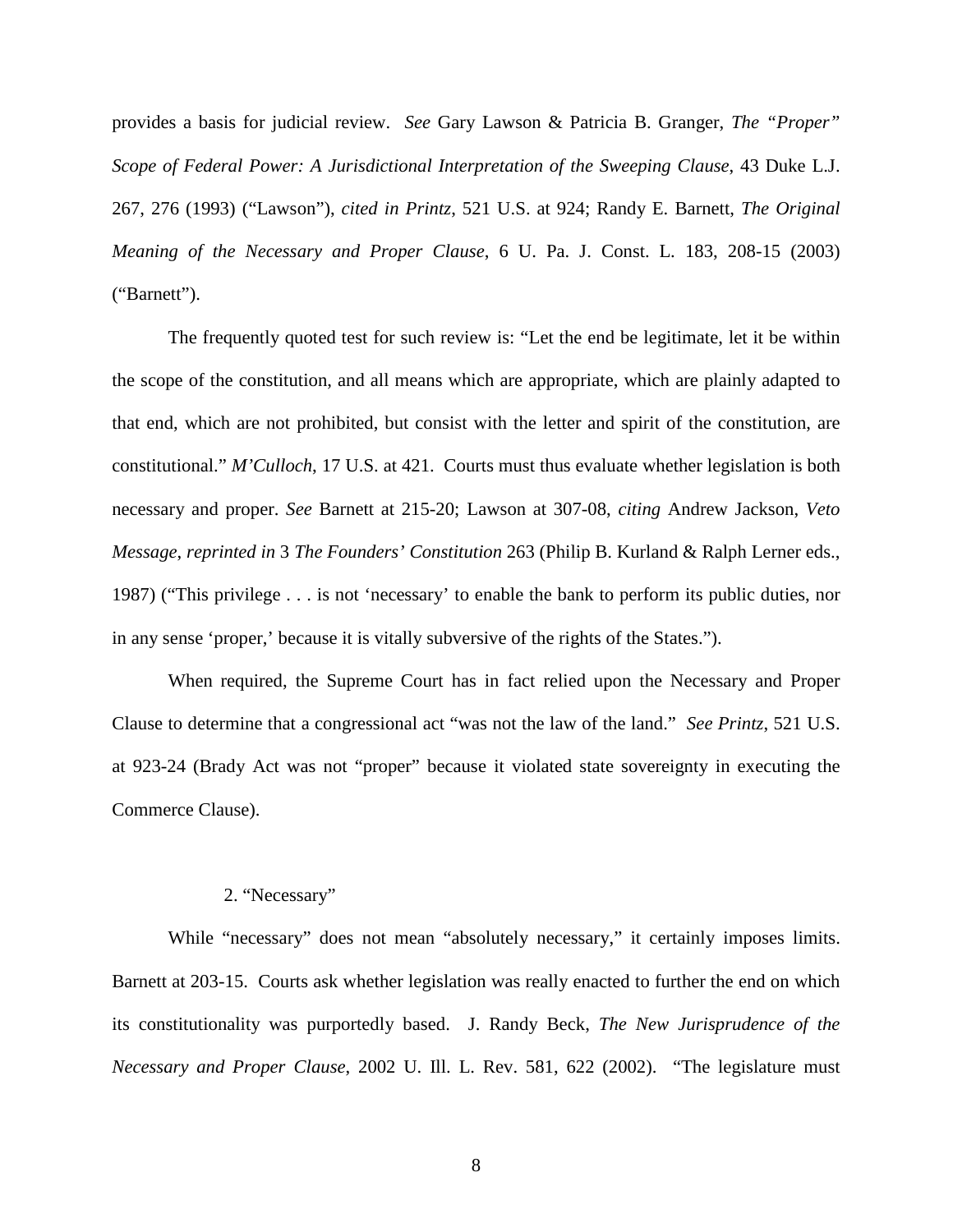provides a basis for judicial review. *See* Gary Lawson & Patricia B. Granger, *The "Proper" Scope of Federal Power: A Jurisdictional Interpretation of the Sweeping Clause*, 43 Duke L.J. 267, 276 (1993) ("Lawson"), *cited in Printz*, 521 U.S. at 924; Randy E. Barnett, *The Original Meaning of the Necessary and Proper Clause*, 6 U. Pa. J. Const. L. 183, 208-15 (2003) ("Barnett").

The frequently quoted test for such review is: "Let the end be legitimate, let it be within the scope of the constitution, and all means which are appropriate, which are plainly adapted to that end, which are not prohibited, but consist with the letter and spirit of the constitution, are constitutional." *M'Culloch*, 17 U.S. at 421. Courts must thus evaluate whether legislation is both necessary and proper. *See* Barnett at 215-20; Lawson at 307-08, *citing* Andrew Jackson, *Veto Message*, *reprinted in* 3 *The Founders' Constitution* 263 (Philip B. Kurland & Ralph Lerner eds., 1987) ("This privilege . . . is not 'necessary' to enable the bank to perform its public duties, nor in any sense 'proper,' because it is vitally subversive of the rights of the States.").

When required, the Supreme Court has in fact relied upon the Necessary and Proper Clause to determine that a congressional act "was not the law of the land." *See Printz*, 521 U.S. at 923-24 (Brady Act was not "proper" because it violated state sovereignty in executing the Commerce Clause).

### 2. "Necessary"

While "necessary" does not mean "absolutely necessary," it certainly imposes limits. Barnett at 203-15. Courts ask whether legislation was really enacted to further the end on which its constitutionality was purportedly based. J. Randy Beck, *The New Jurisprudence of the Necessary and Proper Clause*, 2002 U. Ill. L. Rev. 581, 622 (2002). "The legislature must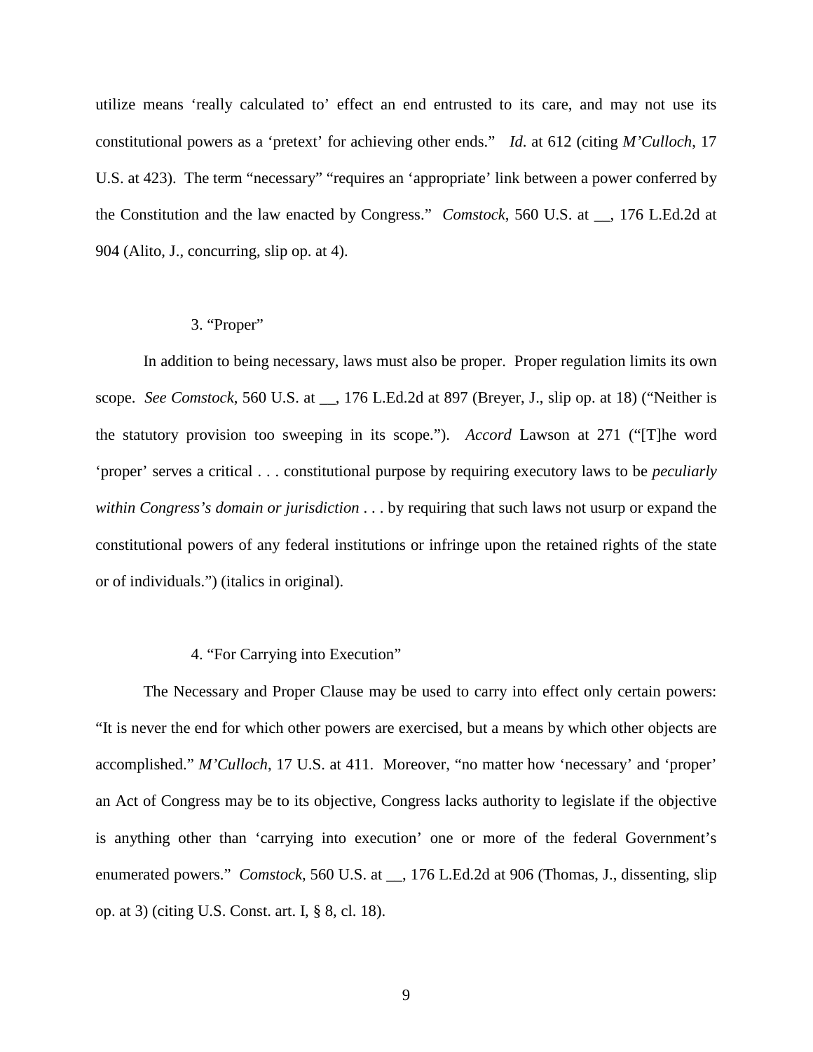utilize means 'really calculated to' effect an end entrusted to its care, and may not use its constitutional powers as a 'pretext' for achieving other ends." *Id.* at 612 (citing *M'Culloch*, 17 U.S. at 423). The term "necessary" "requires an 'appropriate' link between a power conferred by the Constitution and the law enacted by Congress." *Comstock*, 560 U.S. at __, 176 L.Ed.2d at 904 (Alito, J., concurring, slip op. at 4).

### 3. "Proper"

In addition to being necessary, laws must also be proper. Proper regulation limits its own scope. *See Comstock*, 560 U.S. at __, 176 L.Ed.2d at 897 (Breyer, J., slip op. at 18) ("Neither is the statutory provision too sweeping in its scope."). *Accord* Lawson at 271 ("[T]he word 'proper' serves a critical . . . constitutional purpose by requiring executory laws to be *peculiarly within Congress's domain or jurisdiction* . . . by requiring that such laws not usurp or expand the constitutional powers of any federal institutions or infringe upon the retained rights of the state or of individuals.") (italics in original).

### 4. "For Carrying into Execution"

The Necessary and Proper Clause may be used to carry into effect only certain powers: "It is never the end for which other powers are exercised, but a means by which other objects are accomplished." *M'Culloch*, 17 U.S. at 411. Moreover, "no matter how 'necessary' and 'proper' an Act of Congress may be to its objective, Congress lacks authority to legislate if the objective is anything other than 'carrying into execution' one or more of the federal Government's enumerated powers." *Comstock*, 560 U.S. at __, 176 L.Ed.2d at 906 (Thomas, J., dissenting, slip op. at 3) (citing U.S. Const. art. I, § 8, cl. 18).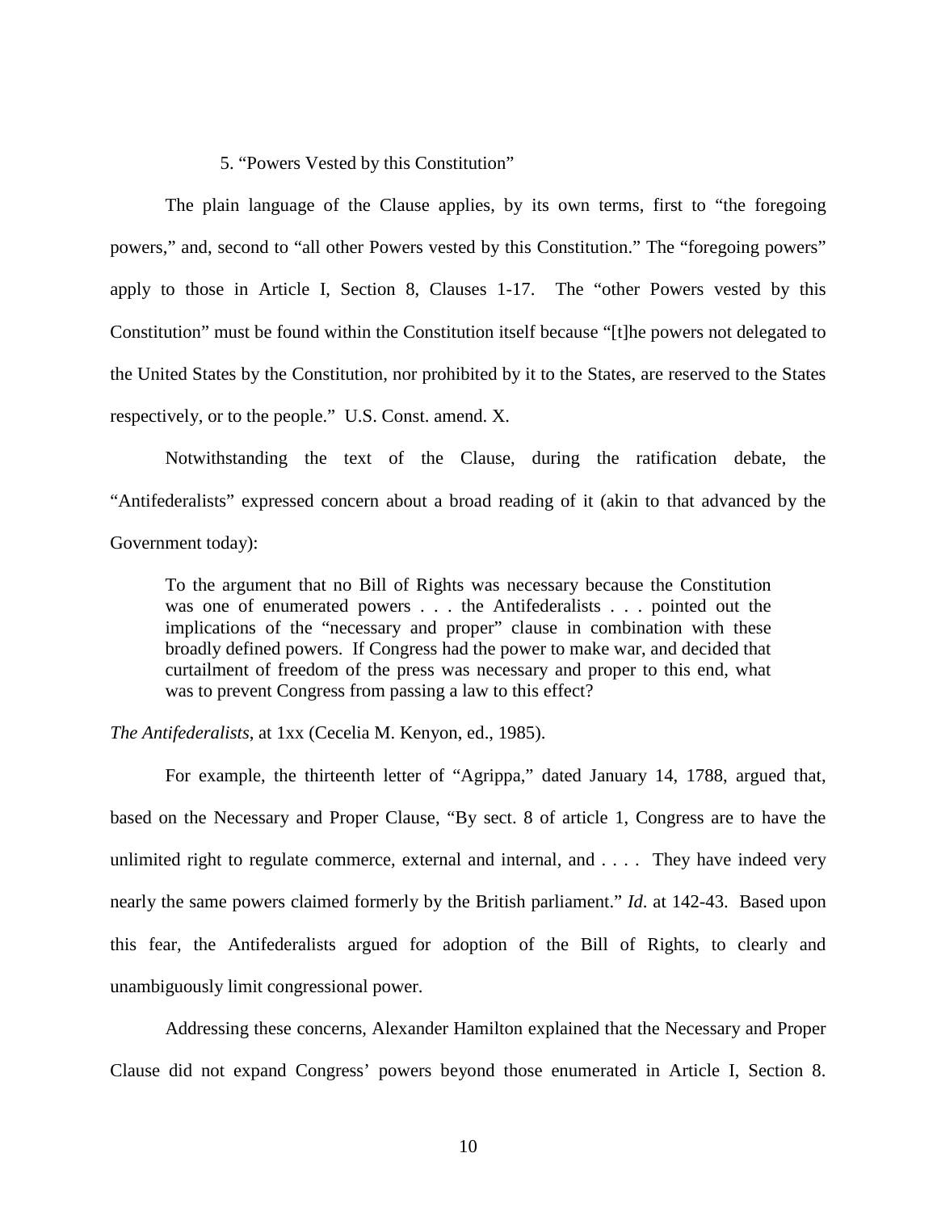### 5. "Powers Vested by this Constitution"

The plain language of the Clause applies, by its own terms, first to "the foregoing powers," and, second to "all other Powers vested by this Constitution." The "foregoing powers" apply to those in Article I, Section 8, Clauses 1-17. The "other Powers vested by this Constitution" must be found within the Constitution itself because "[t]he powers not delegated to the United States by the Constitution, nor prohibited by it to the States, are reserved to the States respectively, or to the people." U.S. Const. amend. X.

Notwithstanding the text of the Clause, during the ratification debate, the "Antifederalists" expressed concern about a broad reading of it (akin to that advanced by the Government today):

> To the argument that no Bill of Rights was necessary because the Constitution was one of enumerated powers . . . the Antifederalists . . . pointed out the implications of the "necessary and proper" clause in combination with these broadly defined powers. If Congress had the power to make war, and decided that curtailment of freedom of the press was necessary and proper to this end, what was to prevent Congress from passing a law to this effect?

*The Antifederalists*, at 1xx (Cecelia M. Kenyon, ed., 1985).

For example, the thirteenth letter of "Agrippa," dated January 14, 1788, argued that, based on the Necessary and Proper Clause, "By sect. 8 of article 1, Congress are to have the unlimited right to regulate commerce, external and internal, and . . . . They have indeed very nearly the same powers claimed formerly by the British parliament." *Id*. at 142-43. Based upon this fear, the Antifederalists argued for adoption of the Bill of Rights, to clearly and unambiguously limit congressional power.

Addressing these concerns, Alexander Hamilton explained that the Necessary and Proper Clause did not expand Congress' powers beyond those enumerated in Article I, Section 8.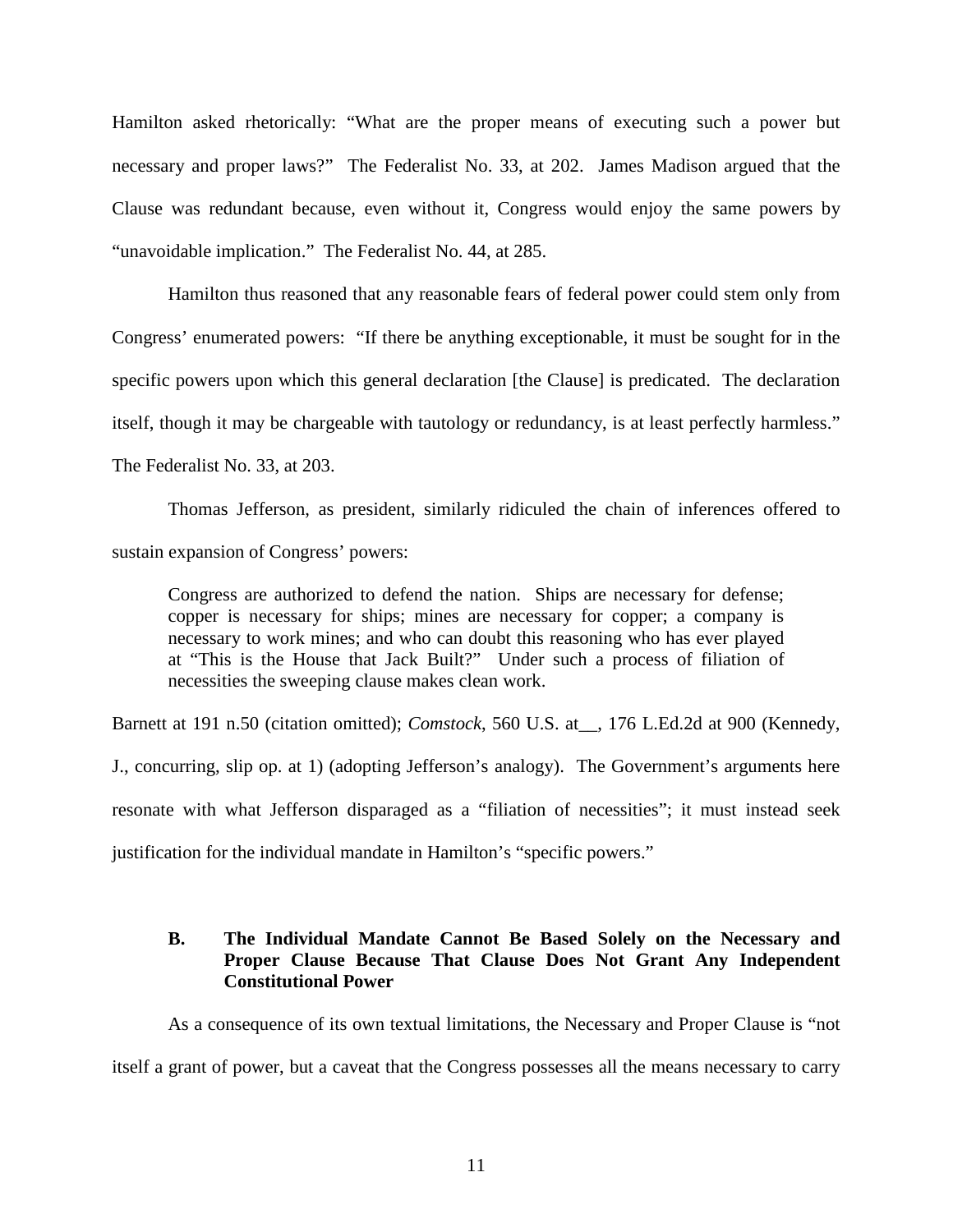Hamilton asked rhetorically: "What are the proper means of executing such a power but necessary and proper laws?" The Federalist No. 33, at 202. James Madison argued that the Clause was redundant because, even without it, Congress would enjoy the same powers by "unavoidable implication." The Federalist No. 44, at 285.

Hamilton thus reasoned that any reasonable fears of federal power could stem only from Congress' enumerated powers: "If there be anything exceptionable, it must be sought for in the specific powers upon which this general declaration [the Clause] is predicated. The declaration itself, though it may be chargeable with tautology or redundancy, is at least perfectly harmless." The Federalist No. 33, at 203.

Thomas Jefferson, as president, similarly ridiculed the chain of inferences offered to sustain expansion of Congress' powers:

> Congress are authorized to defend the nation. Ships are necessary for defense; copper is necessary for ships; mines are necessary for copper; a company is necessary to work mines; and who can doubt this reasoning who has ever played at "This is the House that Jack Built?" Under such a process of filiation of necessities the sweeping clause makes clean work.

Barnett at 191 n.50 (citation omitted); *Comstock*, 560 U.S. at__, 176 L.Ed.2d at 900 (Kennedy, J., concurring, slip op. at 1) (adopting Jefferson's analogy). The Government's arguments here resonate with what Jefferson disparaged as a "filiation of necessities"; it must instead seek justification for the individual mandate in Hamilton's "specific powers."

### B. The Individual Mandate Cannot Be Based Solely on the Necessary and Proper Clause Because That Clause Does Not Grant Any Independent Constitutional Power

As a consequence of its own textual limitations, the Necessary and Proper Clause is "not itself a grant of power, but a caveat that the Congress possesses all the means necessary to carry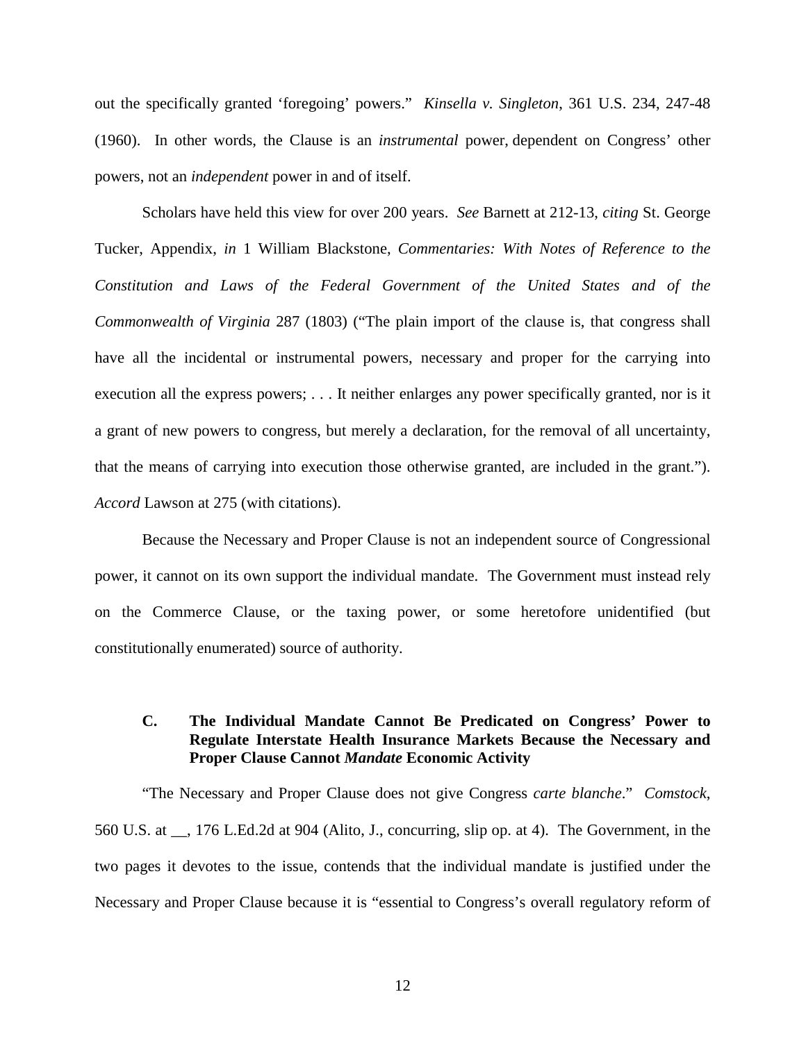out the specifically granted 'foregoing' powers." *Kinsella v. Singleton*, 361 U.S. 234, 247-48 (1960). In other words, the Clause is an *instrumental* power, dependent on Congress' other powers, not an *independent* power in and of itself.

Scholars have held this view for over 200 years. *See* Barnett at 212-13, *citing* St. George Tucker, Appendix, *in* 1 William Blackstone, *Commentaries: With Notes of Reference to the Constitution and Laws of the Federal Government of the United States and of the Commonwealth of Virginia* 287 (1803) ("The plain import of the clause is, that congress shall have all the incidental or instrumental powers, necessary and proper for the carrying into execution all the express powers; . . . It neither enlarges any power specifically granted, nor is it a grant of new powers to congress, but merely a declaration, for the removal of all uncertainty, that the means of carrying into execution those otherwise granted, are included in the grant."). *Accord* Lawson at 275 (with citations).

Because the Necessary and Proper Clause is not an independent source of Congressional power, it cannot on its own support the individual mandate. The Government must instead rely on the Commerce Clause, or the taxing power, or some heretofore unidentified (but constitutionally enumerated) source of authority.

### C. The Individual Mandate Cannot Be Predicated on Congress' Power to Regulate Interstate Health Insurance Markets Because the Necessary and Proper Clause Cannot *Mandate* Economic Activity

"The Necessary and Proper Clause does not give Congress *carte blanche*." *Comstock*, 560 U.S. at __, 176 L.Ed.2d at 904 (Alito, J., concurring, slip op. at 4). The Government, in the two pages it devotes to the issue, contends that the individual mandate is justified under the Necessary and Proper Clause because it is "essential to Congress's overall regulatory reform of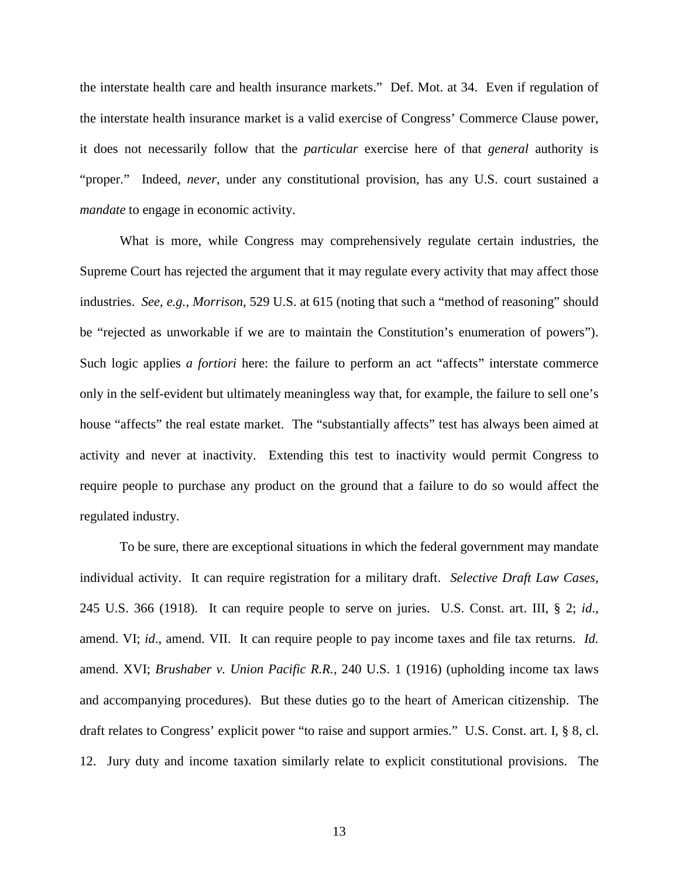the interstate health care and health insurance markets." Def. Mot. at 34. Even if regulation of the interstate health insurance market is a valid exercise of Congress' Commerce Clause power, it does not necessarily follow that the *particular* exercise here of that *general* authority is "proper." Indeed, *never*, under any constitutional provision, has any U.S. court sustained a *mandate* to engage in economic activity.

What is more, while Congress may comprehensively regulate certain industries, the Supreme Court has rejected the argument that it may regulate every activity that may affect those industries. *See, e.g.*, *Morrison*, 529 U.S. at 615 (noting that such a "method of reasoning" should be "rejected as unworkable if we are to maintain the Constitution's enumeration of powers"). Such logic applies *a fortiori* here: the failure to perform an act "affects" interstate commerce only in the self-evident but ultimately meaningless way that, for example, the failure to sell one's house "affects" the real estate market. The "substantially affects" test has always been aimed at activity and never at inactivity. Extending this test to inactivity would permit Congress to require people to purchase any product on the ground that a failure to do so would affect the regulated industry.

To be sure, there are exceptional situations in which the federal government may mandate individual activity. It can require registration for a military draft. *Selective Draft Law Cases*, 245 U.S. 366 (1918). It can require people to serve on juries. U.S. Const. art. III, § 2; *id*., amend. VI; *id*., amend. VII. It can require people to pay income taxes and file tax returns. *Id.* amend. XVI; *Brushaber v. Union Pacific R.R.*, 240 U.S. 1 (1916) (upholding income tax laws and accompanying procedures). But these duties go to the heart of American citizenship. The draft relates to Congress' explicit power "to raise and support armies." U.S. Const. art. I, § 8, cl. 12. Jury duty and income taxation similarly relate to explicit constitutional provisions. The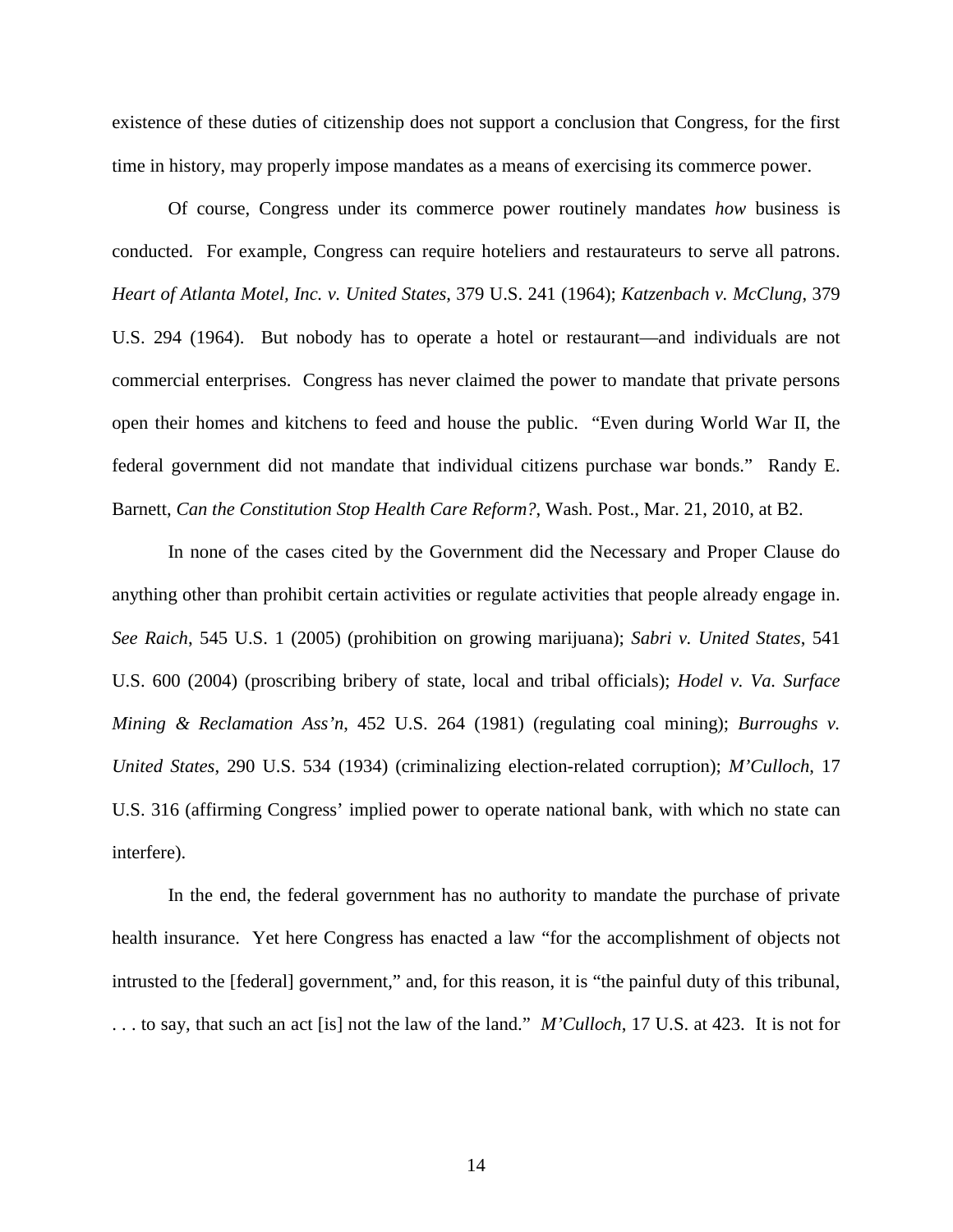existence of these duties of citizenship does not support a conclusion that Congress, for the first time in history, may properly impose mandates as a means of exercising its commerce power.

Of course, Congress under its commerce power routinely mandates *how* business is conducted. For example, Congress can require hoteliers and restaurateurs to serve all patrons. *Heart of Atlanta Motel, Inc. v. United States*, 379 U.S. 241 (1964); *Katzenbach v. McClung*, 379 U.S. 294 (1964). But nobody has to operate a hotel or restaurant—and individuals are not commercial enterprises. Congress has never claimed the power to mandate that private persons open their homes and kitchens to feed and house the public. "Even during World War II, the federal government did not mandate that individual citizens purchase war bonds." Randy E. Barnett, *Can the Constitution Stop Health Care Reform?*, Wash. Post., Mar. 21, 2010, at B2.

In none of the cases cited by the Government did the Necessary and Proper Clause do anything other than prohibit certain activities or regulate activities that people already engage in. *See Raich*, 545 U.S. 1 (2005) (prohibition on growing marijuana); *Sabri v. United States*, 541 U.S. 600 (2004) (proscribing bribery of state, local and tribal officials); *Hodel v. Va. Surface Mining & Reclamation Ass'n*, 452 U.S. 264 (1981) (regulating coal mining); *Burroughs v. United States*, 290 U.S. 534 (1934) (criminalizing election-related corruption); *M'Culloch*, 17 U.S. 316 (affirming Congress' implied power to operate national bank, with which no state can interfere).

In the end, the federal government has no authority to mandate the purchase of private health insurance. Yet here Congress has enacted a law "for the accomplishment of objects not intrusted to the [federal] government," and, for this reason, it is "the painful duty of this tribunal, . . . to say, that such an act [is] not the law of the land." *M'Culloch*, 17 U.S. at 423. It is not for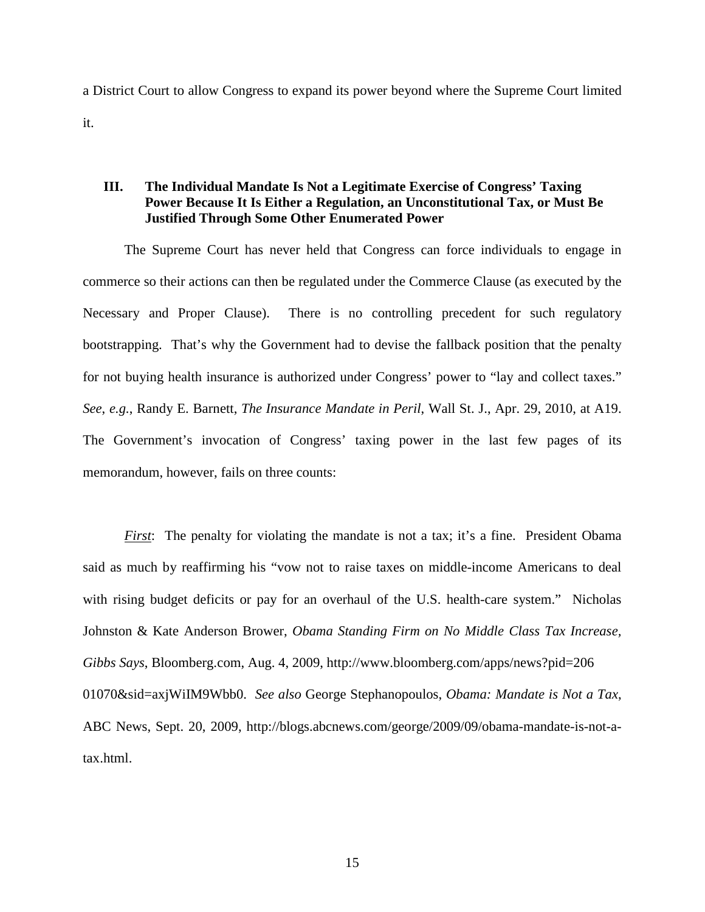a District Court to allow Congress to expand its power beyond where the Supreme Court limited it.

### III. The Individual Mandate Is Not a Legitimate Exercise of Congress' Taxing Power Because It Is Either a Regulation, an Unconstitutional Tax, or Must Be Justified Through Some Other Enumerated Power

The Supreme Court has never held that Congress can force individuals to engage in commerce so their actions can then be regulated under the Commerce Clause (as executed by the Necessary and Proper Clause). There is no controlling precedent for such regulatory bootstrapping. That's why the Government had to devise the fallback position that the penalty for not buying health insurance is authorized under Congress' power to "lay and collect taxes." *See*, *e.g.*, Randy E. Barnett, *The Insurance Mandate in Peril*, Wall St. J., Apr. 29, 2010, at A19. The Government's invocation of Congress' taxing power in the last few pages of its memorandum, however, fails on three counts:

*First*: The penalty for violating the mandate is not a tax; it's a fine. President Obama said as much by reaffirming his "vow not to raise taxes on middle-income Americans to deal with rising budget deficits or pay for an overhaul of the U.S. health-care system." Nicholas Johnston & Kate Anderson Brower, *Obama Standing Firm on No Middle Class Tax Increase, Gibbs Says*, Bloomberg.com, Aug. 4, 2009, http://www.bloomberg.com/apps/news?pid=20601070&sid=axjWiIM9Wbb0. *See also* George Stephanopoulos, *Obama: Mandate is Not a Tax*, ABC News, Sept. 20, 2009, http://blogs.abcnews.com/george/2009/09/obama-mandate-is-not-a-tax.html.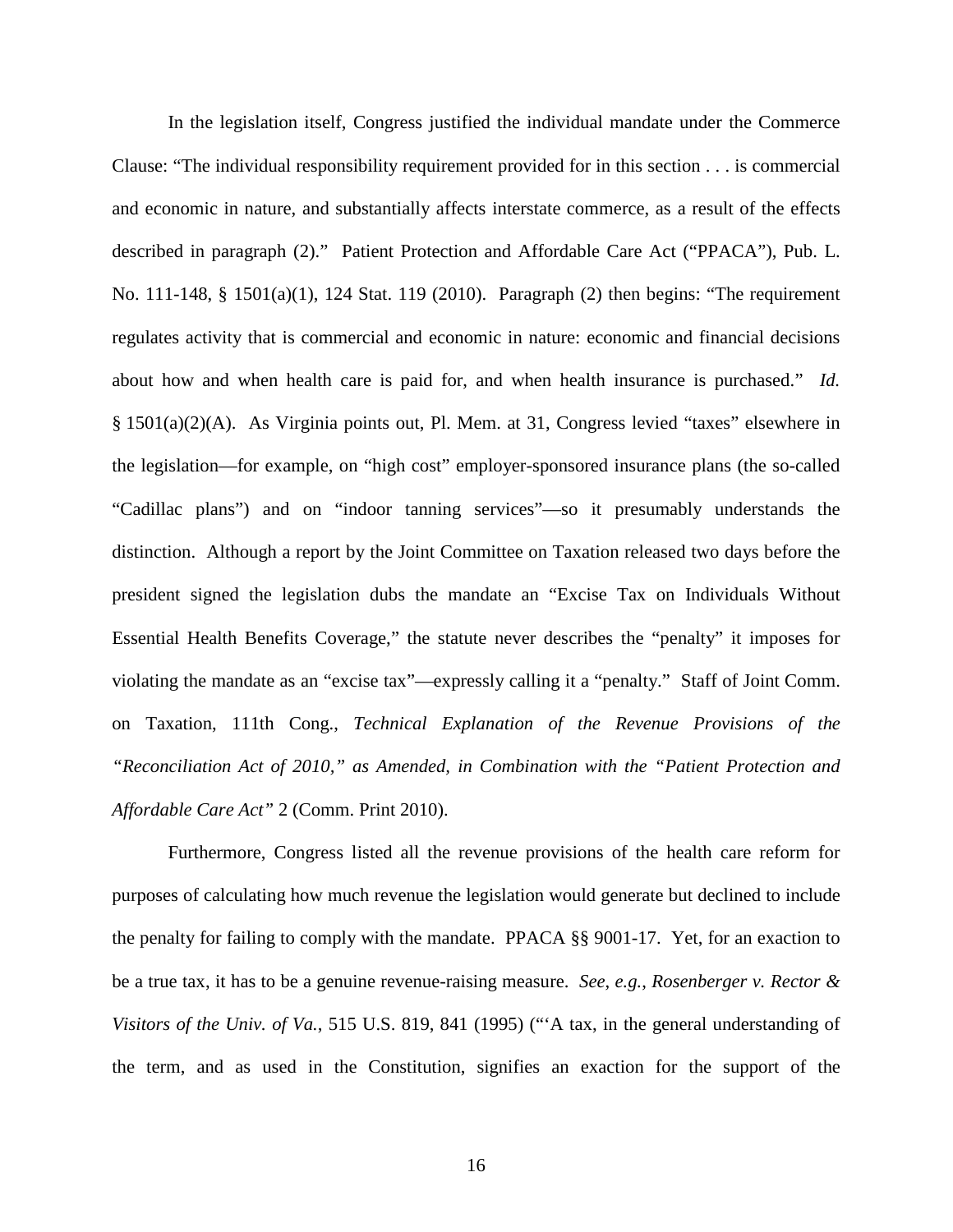In the legislation itself, Congress justified the individual mandate under the Commerce Clause: "The individual responsibility requirement provided for in this section . . . is commercial and economic in nature, and substantially affects interstate commerce, as a result of the effects described in paragraph (2)." Patient Protection and Affordable Care Act ("PPACA"), Pub. L. No. 111-148, § 1501(a)(1), 124 Stat. 119 (2010). Paragraph (2) then begins: "The requirement regulates activity that is commercial and economic in nature: economic and financial decisions about how and when health care is paid for, and when health insurance is purchased." *Id.* § 1501(a)(2)(A). As Virginia points out, Pl. Mem. at 31, Congress levied "taxes" elsewhere in the legislation—for example, on "high cost" employer-sponsored insurance plans (the so-called "Cadillac plans") and on "indoor tanning services"—so it presumably understands the distinction. Although a report by the Joint Committee on Taxation released two days before the president signed the legislation dubs the mandate an "Excise Tax on Individuals Without Essential Health Benefits Coverage," the statute never describes the "penalty" it imposes for violating the mandate as an "excise tax"—expressly calling it a "penalty." Staff of Joint Comm. on Taxation, 111th Cong., *Technical Explanation of the Revenue Provisions of the "Reconciliation Act of 2010," as Amended, in Combination with the "Patient Protection and Affordable Care Act"* 2 (Comm. Print 2010).

Furthermore, Congress listed all the revenue provisions of the health care reform for purposes of calculating how much revenue the legislation would generate but declined to include the penalty for failing to comply with the mandate. PPACA §§ 9001-17. Yet, for an exaction to be a true tax, it has to be a genuine revenue-raising measure. *See, e.g.*, *Rosenberger v. Rector & Visitors of the Univ. of Va.*, 515 U.S. 819, 841 (1995) ("'A tax, in the general understanding of the term, and as used in the Constitution, signifies an exaction for the support of the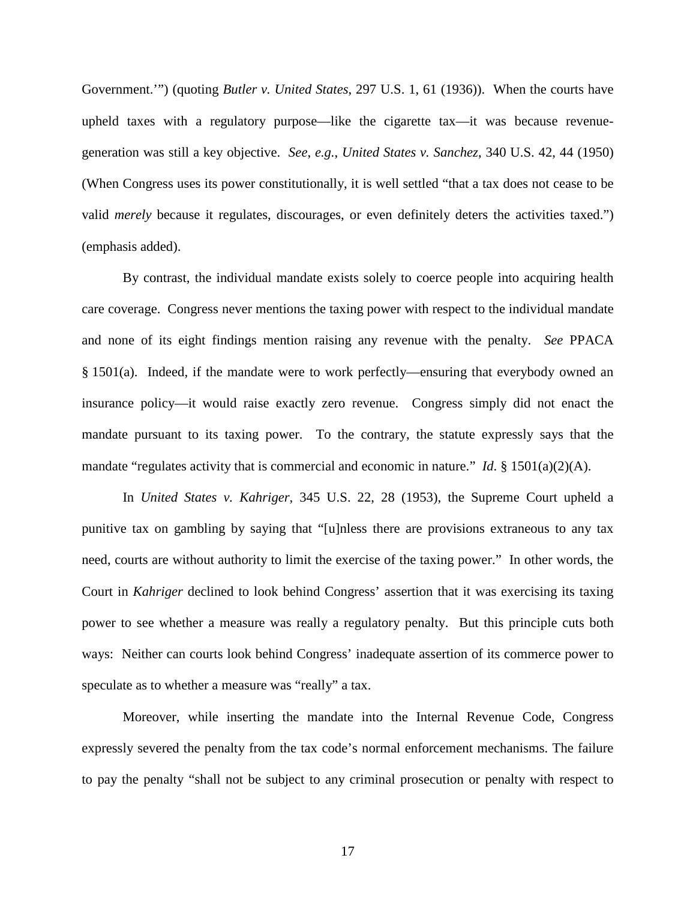Government.'") (quoting *Butler v. United States*, 297 U.S. 1, 61 (1936)). When the courts have upheld taxes with a regulatory purpose—like the cigarette tax—it was because revenue-generation was still a key objective. *See*, *e.g.*, *United States v. Sanchez*, 340 U.S. 42, 44 (1950) (When Congress uses its power constitutionally, it is well settled "that a tax does not cease to be valid *merely* because it regulates, discourages, or even definitely deters the activities taxed.") (emphasis added).

By contrast, the individual mandate exists solely to coerce people into acquiring health care coverage. Congress never mentions the taxing power with respect to the individual mandate and none of its eight findings mention raising any revenue with the penalty. *See* PPACA § 1501(a). Indeed, if the mandate were to work perfectly—ensuring that everybody owned an insurance policy—it would raise exactly zero revenue. Congress simply did not enact the mandate pursuant to its taxing power. To the contrary, the statute expressly says that the mandate "regulates activity that is commercial and economic in nature." *Id*. § 1501(a)(2)(A).

In *United States v. Kahriger*, 345 U.S. 22, 28 (1953), the Supreme Court upheld a punitive tax on gambling by saying that "[u]nless there are provisions extraneous to any tax need, courts are without authority to limit the exercise of the taxing power." In other words, the Court in *Kahriger* declined to look behind Congress' assertion that it was exercising its taxing power to see whether a measure was really a regulatory penalty. But this principle cuts both ways: Neither can courts look behind Congress' inadequate assertion of its commerce power to speculate as to whether a measure was "really" a tax.

Moreover, while inserting the mandate into the Internal Revenue Code, Congress expressly severed the penalty from the tax code's normal enforcement mechanisms. The failure to pay the penalty "shall not be subject to any criminal prosecution or penalty with respect to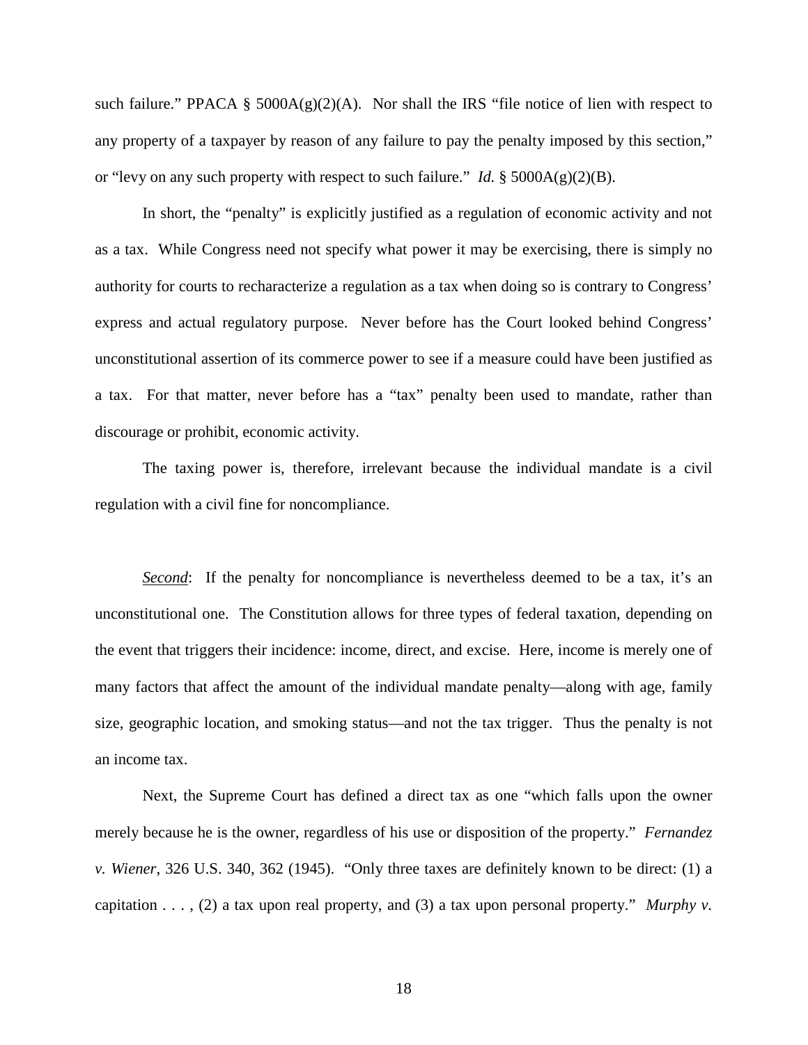such failure." PPACA § 5000A(g)(2)(A). Nor shall the IRS "file notice of lien with respect to any property of a taxpayer by reason of any failure to pay the penalty imposed by this section," or "levy on any such property with respect to such failure." *Id.* § 5000A(g)(2)(B).

In short, the "penalty" is explicitly justified as a regulation of economic activity and not as a tax. While Congress need not specify what power it may be exercising, there is simply no authority for courts to recharacterize a regulation as a tax when doing so is contrary to Congress' express and actual regulatory purpose. Never before has the Court looked behind Congress' unconstitutional assertion of its commerce power to see if a measure could have been justified as a tax. For that matter, never before has a "tax" penalty been used to mandate, rather than discourage or prohibit, economic activity.

The taxing power is, therefore, irrelevant because the individual mandate is a civil regulation with a civil fine for noncompliance.

***Second***: If the penalty for noncompliance is nevertheless deemed to be a tax, it's an unconstitutional one. The Constitution allows for three types of federal taxation, depending on the event that triggers their incidence: income, direct, and excise. Here, income is merely one of many factors that affect the amount of the individual mandate penalty—along with age, family size, geographic location, and smoking status—and not the tax trigger. Thus the penalty is not an income tax.

Next, the Supreme Court has defined a direct tax as one "which falls upon the owner merely because he is the owner, regardless of his use or disposition of the property." *Fernandez v. Wiener*, 326 U.S. 340, 362 (1945). "Only three taxes are definitely known to be direct: (1) a capitation . . . , (2) a tax upon real property, and (3) a tax upon personal property." *Murphy v.*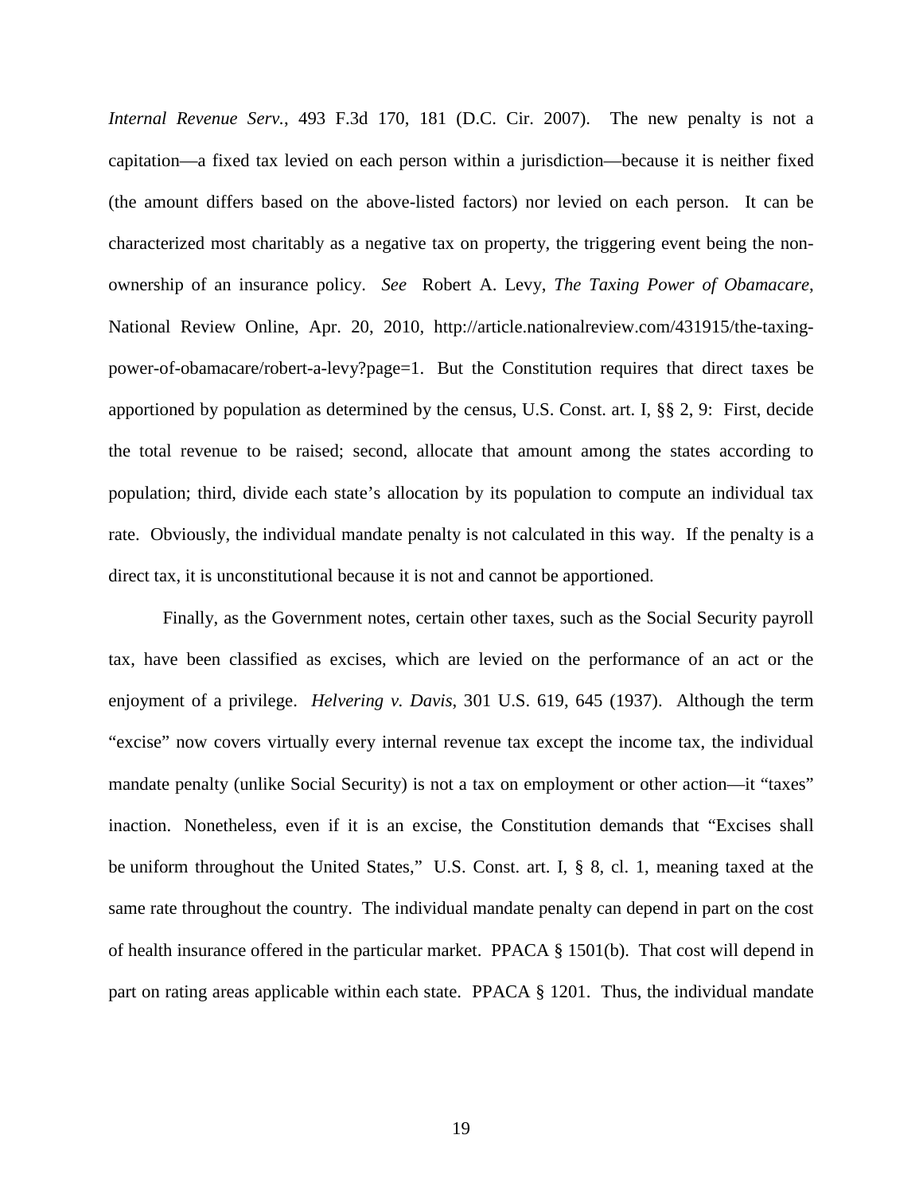*Internal Revenue Serv.*, 493 F.3d 170, 181 (D.C. Cir. 2007). The new penalty is not a capitation—a fixed tax levied on each person within a jurisdiction—because it is neither fixed (the amount differs based on the above-listed factors) nor levied on each person. It can be characterized most charitably as a negative tax on property, the triggering event being the non-ownership of an insurance policy. *See* Robert A. Levy, *The Taxing Power of Obamacare*, National Review Online, Apr. 20, 2010, http://article.nationalreview.com/431915/the-taxing-power-of-obamacare/robert-a-levy?page=1. But the Constitution requires that direct taxes be apportioned by population as determined by the census, U.S. Const. art. I, §§ 2, 9: First, decide the total revenue to be raised; second, allocate that amount among the states according to population; third, divide each state's allocation by its population to compute an individual tax rate. Obviously, the individual mandate penalty is not calculated in this way. If the penalty is a direct tax, it is unconstitutional because it is not and cannot be apportioned.

Finally, as the Government notes, certain other taxes, such as the Social Security payroll tax, have been classified as excises, which are levied on the performance of an act or the enjoyment of a privilege. *Helvering v. Davis*, 301 U.S. 619, 645 (1937). Although the term "excise" now covers virtually every internal revenue tax except the income tax, the individual mandate penalty (unlike Social Security) is not a tax on employment or other action—it "taxes" inaction. Nonetheless, even if it is an excise, the Constitution demands that "Excises shall be uniform throughout the United States," U.S. Const. art. I, § 8, cl. 1, meaning taxed at the same rate throughout the country. The individual mandate penalty can depend in part on the cost of health insurance offered in the particular market. PPACA § 1501(b). That cost will depend in part on rating areas applicable within each state. PPACA § 1201. Thus, the individual mandate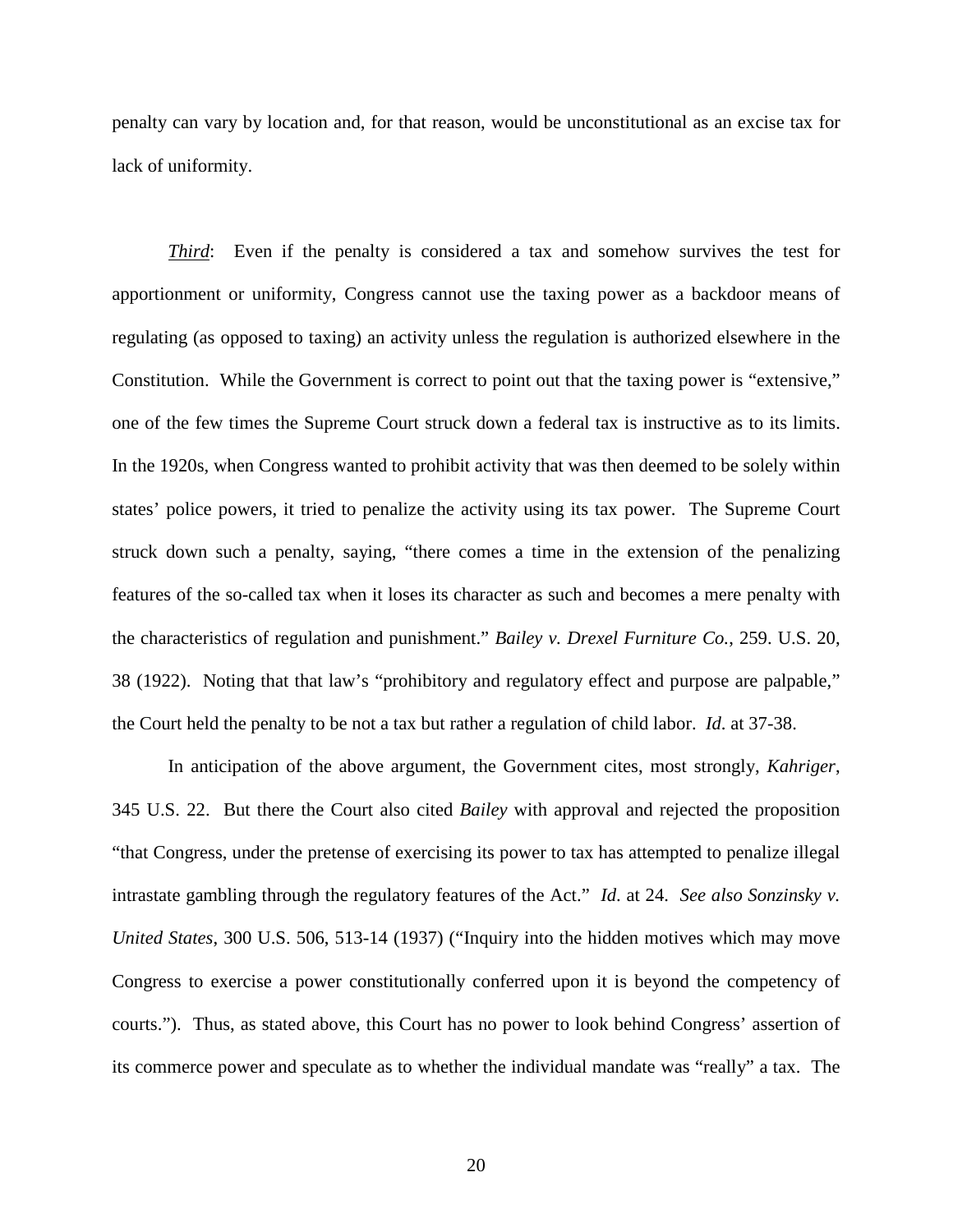penalty can vary by location and, for that reason, would be unconstitutional as an excise tax for lack of uniformity.

*Third*: Even if the penalty is considered a tax and somehow survives the test for apportionment or uniformity, Congress cannot use the taxing power as a backdoor means of regulating (as opposed to taxing) an activity unless the regulation is authorized elsewhere in the Constitution. While the Government is correct to point out that the taxing power is "extensive," one of the few times the Supreme Court struck down a federal tax is instructive as to its limits. In the 1920s, when Congress wanted to prohibit activity that was then deemed to be solely within states' police powers, it tried to penalize the activity using its tax power. The Supreme Court struck down such a penalty, saying, "there comes a time in the extension of the penalizing features of the so-called tax when it loses its character as such and becomes a mere penalty with the characteristics of regulation and punishment." *Bailey v. Drexel Furniture Co.*, 259. U.S. 20, 38 (1922). Noting that that law's "prohibitory and regulatory effect and purpose are palpable," the Court held the penalty to be not a tax but rather a regulation of child labor. *Id*. at 37-38.

In anticipation of the above argument, the Government cites, most strongly, *Kahriger*, 345 U.S. 22. But there the Court also cited *Bailey* with approval and rejected the proposition "that Congress, under the pretense of exercising its power to tax has attempted to penalize illegal intrastate gambling through the regulatory features of the Act." *Id*. at 24. *See also Sonzinsky v. United States*, 300 U.S. 506, 513-14 (1937) ("Inquiry into the hidden motives which may move Congress to exercise a power constitutionally conferred upon it is beyond the competency of courts."). Thus, as stated above, this Court has no power to look behind Congress' assertion of its commerce power and speculate as to whether the individual mandate was "really" a tax. The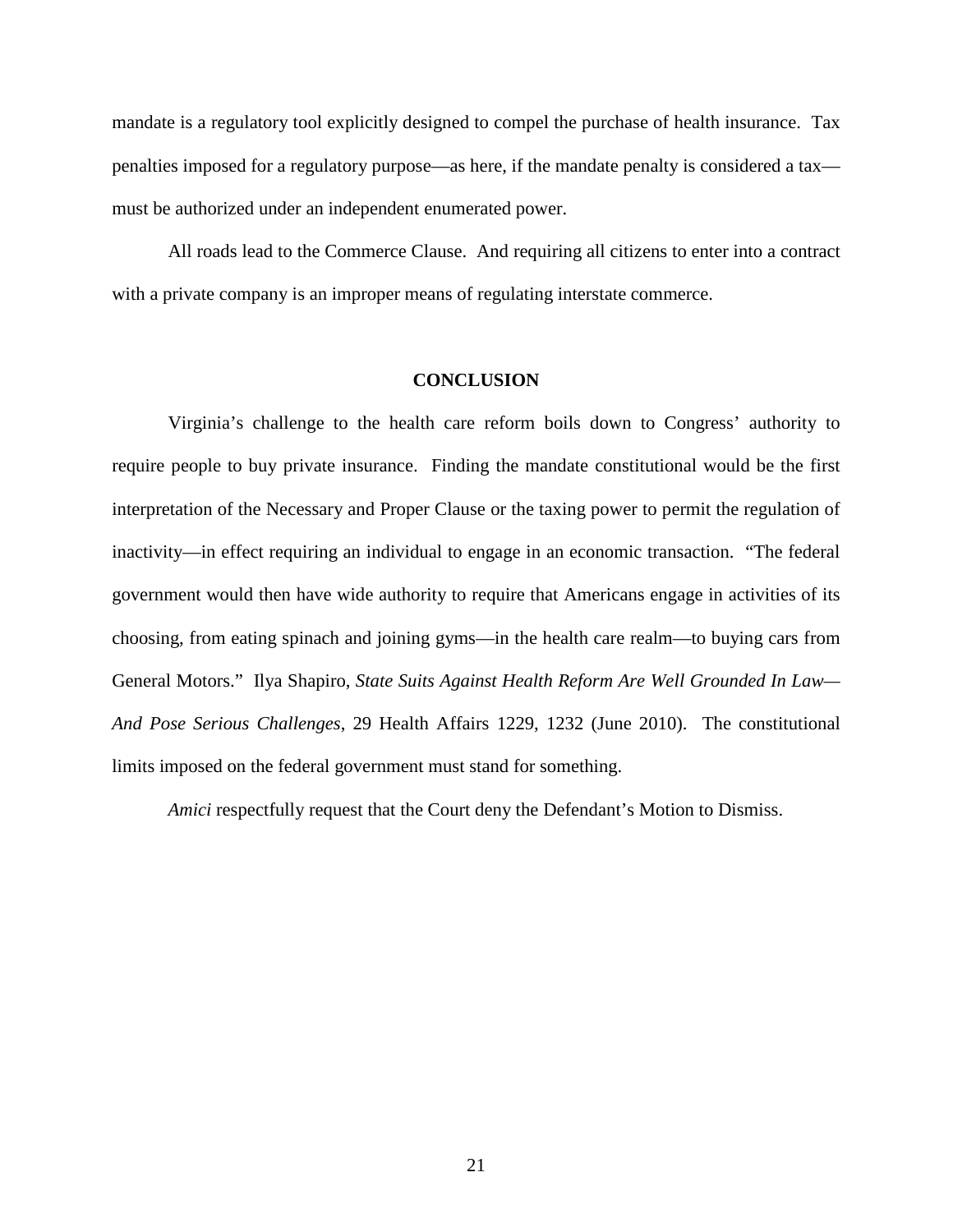mandate is a regulatory tool explicitly designed to compel the purchase of health insurance. Tax penalties imposed for a regulatory purpose—as here, if the mandate penalty is considered a tax—must be authorized under an independent enumerated power.

All roads lead to the Commerce Clause. And requiring all citizens to enter into a contract with a private company is an improper means of regulating interstate commerce.

## CONCLUSION

Virginia's challenge to the health care reform boils down to Congress' authority to require people to buy private insurance. Finding the mandate constitutional would be the first interpretation of the Necessary and Proper Clause or the taxing power to permit the regulation of inactivity—in effect requiring an individual to engage in an economic transaction. "The federal government would then have wide authority to require that Americans engage in activities of its choosing, from eating spinach and joining gyms—in the health care realm—to buying cars from General Motors." Ilya Shapiro, *State Suits Against Health Reform Are Well Grounded In Law—And Pose Serious Challenges*, 29 Health Affairs 1229, 1232 (June 2010). The constitutional limits imposed on the federal government must stand for something.

*Amici* respectfully request that the Court deny the Defendant's Motion to Dismiss.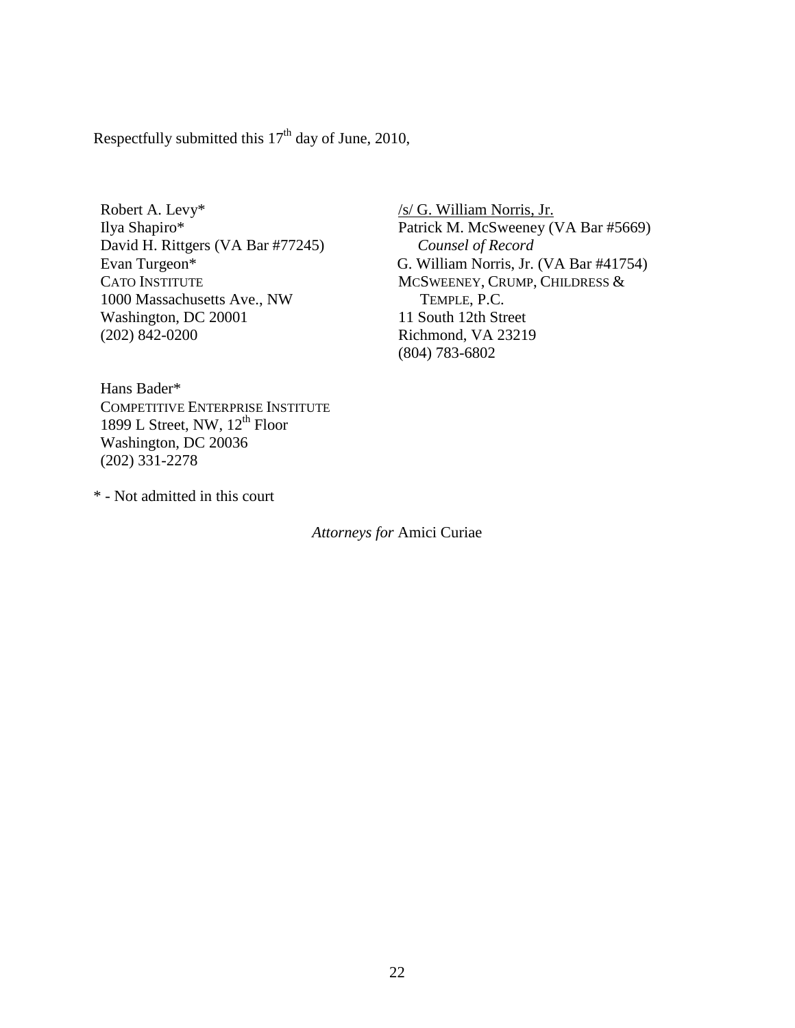Respectfully submitted this 17th day of June, 2010,

/s/ G. William Norris, Jr.
Patrick M. McSweeney (VA Bar #5669)
*Counsel of Record*
G. William Norris, Jr. (VA Bar #41754)
MCSWEENEY, CRUMP, CHILDRESS & TEMPLE, P.C.
11 South 12th Street
Richmond, VA 23219
(804) 783-6802

Robert A. Levy*
Ilya Shapiro*
David H. Rittgers (VA Bar #77245)
Evan Turgeon*
CATO INSTITUTE
1000 Massachusetts Ave., NW
Washington, DC 20001
(202) 842-0200

Hans Bader*
COMPETITIVE ENTERPRISE INSTITUTE
1899 L Street, NW, 12th Floor
Washington, DC 20036
(202) 331-2278

\* - Not admitted in this court

*Attorneys for* Amici Curiae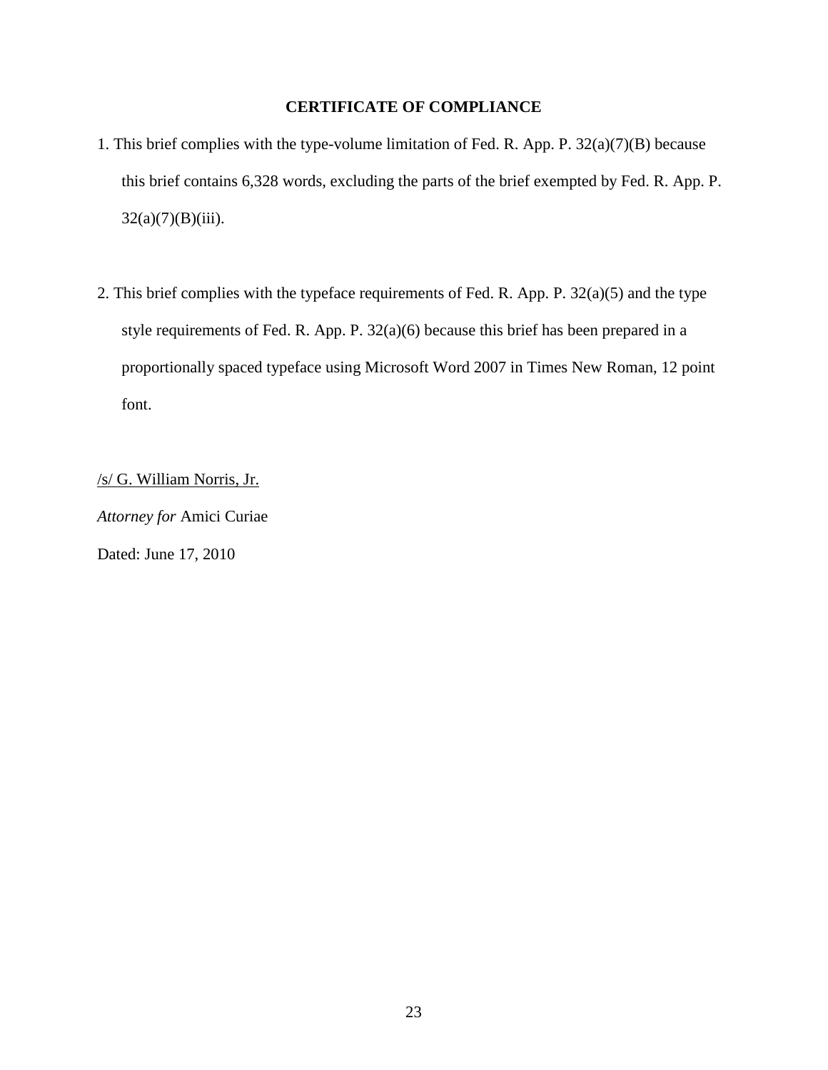## CERTIFICATE OF COMPLIANCE

1. This brief complies with the type-volume limitation of Fed. R. App. P. 32(a)(7)(B) because this brief contains 6,328 words, excluding the parts of the brief exempted by Fed. R. App. P. 32(a)(7)(B)(iii).

2. This brief complies with the typeface requirements of Fed. R. App. P. 32(a)(5) and the type style requirements of Fed. R. App. P. 32(a)(6) because this brief has been prepared in a proportionally spaced typeface using Microsoft Word 2007 in Times New Roman, 12 point font.

/s/ G. William Norris, Jr.

*Attorney for* Amici Curiae

Dated: June 17, 2010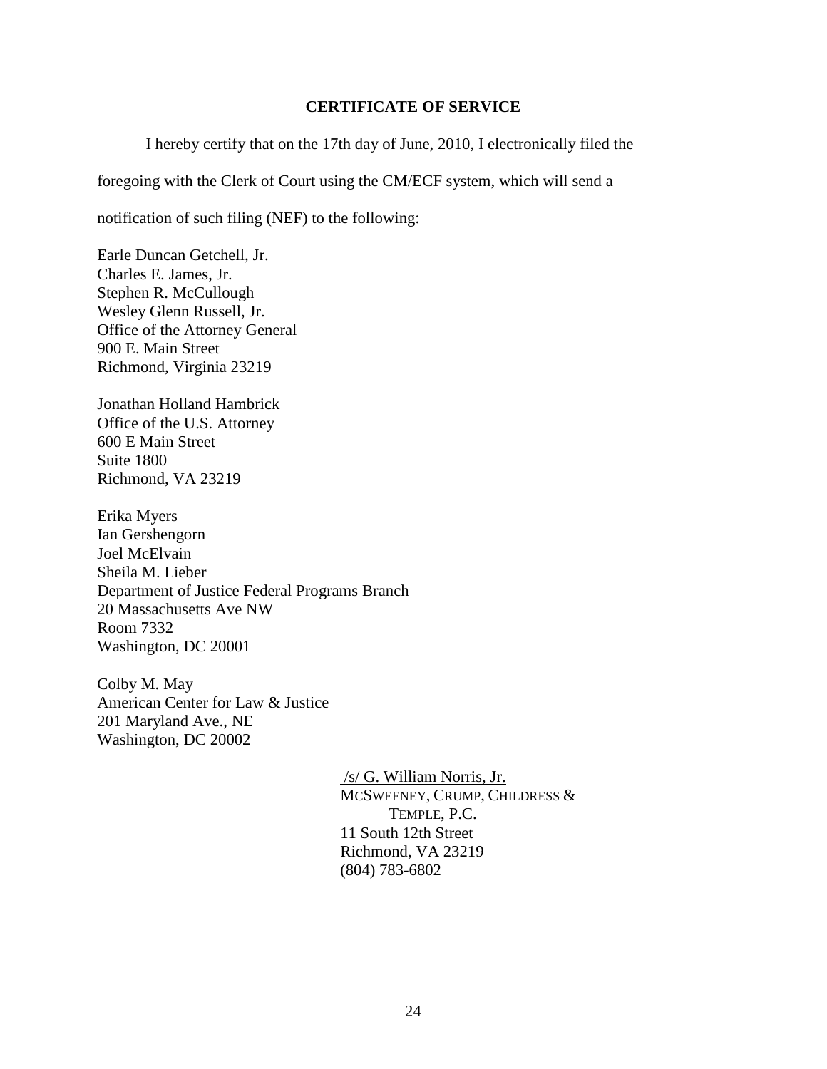## CERTIFICATE OF SERVICE

I hereby certify that on the 17th day of June, 2010, I electronically filed the foregoing with the Clerk of Court using the CM/ECF system, which will send a notification of such filing (NEF) to the following:

Earle Duncan Getchell, Jr.
Charles E. James, Jr.
Stephen R. McCullough
Wesley Glenn Russell, Jr.
Office of the Attorney General
900 E. Main Street
Richmond, Virginia 23219

Jonathan Holland Hambrick
Office of the U.S. Attorney
600 E Main Street
Suite 1800
Richmond, VA 23219

Erika Myers
Ian Gershengorn
Joel McElvain
Sheila M. Lieber
Department of Justice Federal Programs Branch
20 Massachusetts Ave NW
Room 7332
Washington, DC 20001

Colby M. May
American Center for Law & Justice
201 Maryland Ave., NE
Washington, DC 20002

/s/ G. William Norris, Jr.
MCSWEENEY, CRUMP, CHILDRESS & TEMPLE, P.C.
11 South 12th Street
Richmond, VA 23219
(804) 783-6802